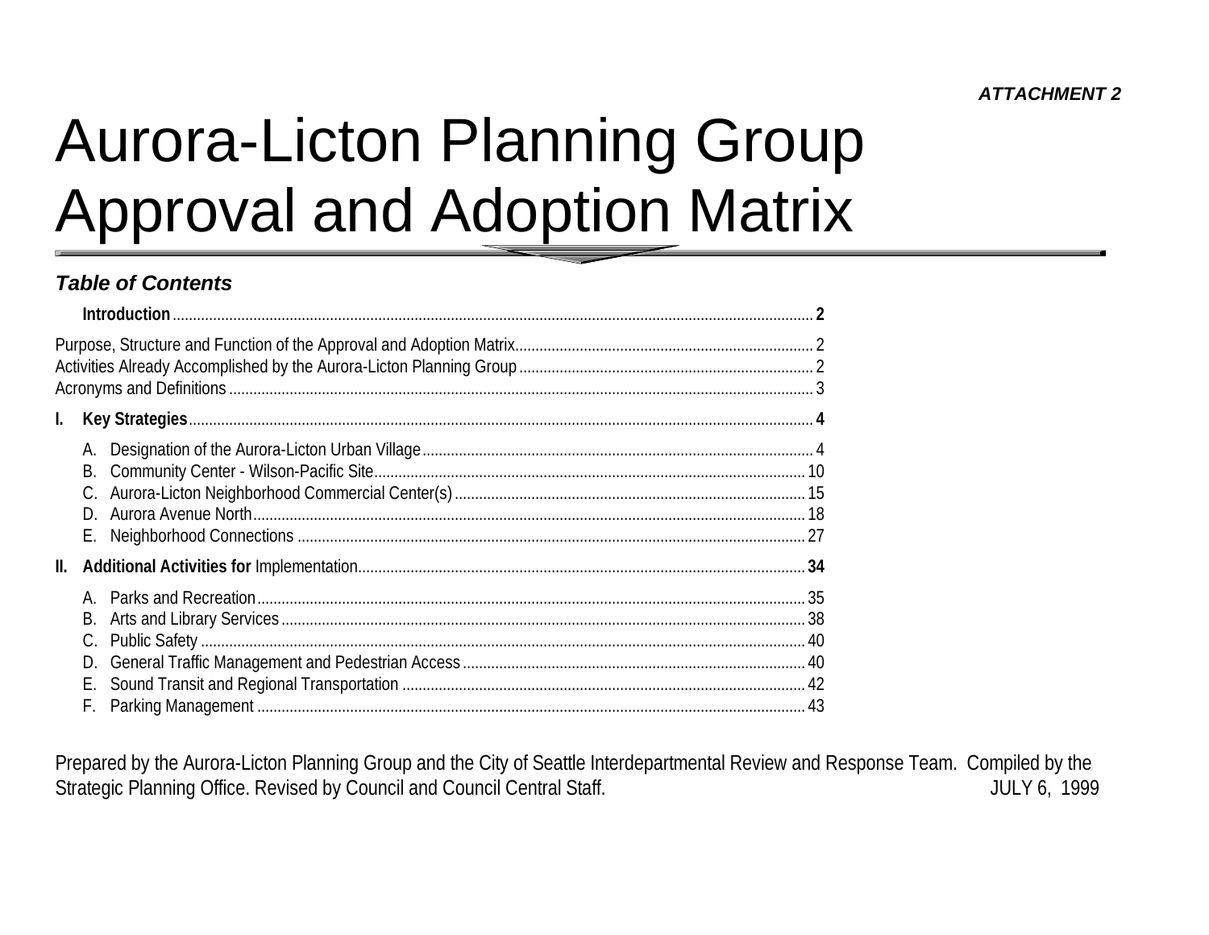***ATTACHMENT 2***

# Aurora-Licton Planning Group Approval and Adoption Matrix

### *Table of Contents*

**Introduction** .......... **2**

Purpose, Structure and Function of the Approval and Adoption Matrix .......... 2
Activities Already Accomplished by the Aurora-Licton Planning Group .......... 2
Acronyms and Definitions .......... 3

**I. Key Strategies** .......... **4**

- A. Designation of the Aurora-Licton Urban Village .......... 4
- B. Community Center - Wilson-Pacific Site .......... 10
- C. Aurora-Licton Neighborhood Commercial Center(s) .......... 15
- D. Aurora Avenue North .......... 18
- E. Neighborhood Connections .......... 27

**II. Additional Activities for** Implementation .......... **34**

- A. Parks and Recreation .......... 35
- B. Arts and Library Services .......... 38
- C. Public Safety .......... 40
- D. General Traffic Management and Pedestrian Access .......... 40
- E. Sound Transit and Regional Transportation .......... 42
- F. Parking Management .......... 43

Prepared by the Aurora-Licton Planning Group and the City of Seattle Interdepartmental Review and Response Team. Compiled by the Strategic Planning Office. Revised by Council and Council Central Staff. JULY 6, 1999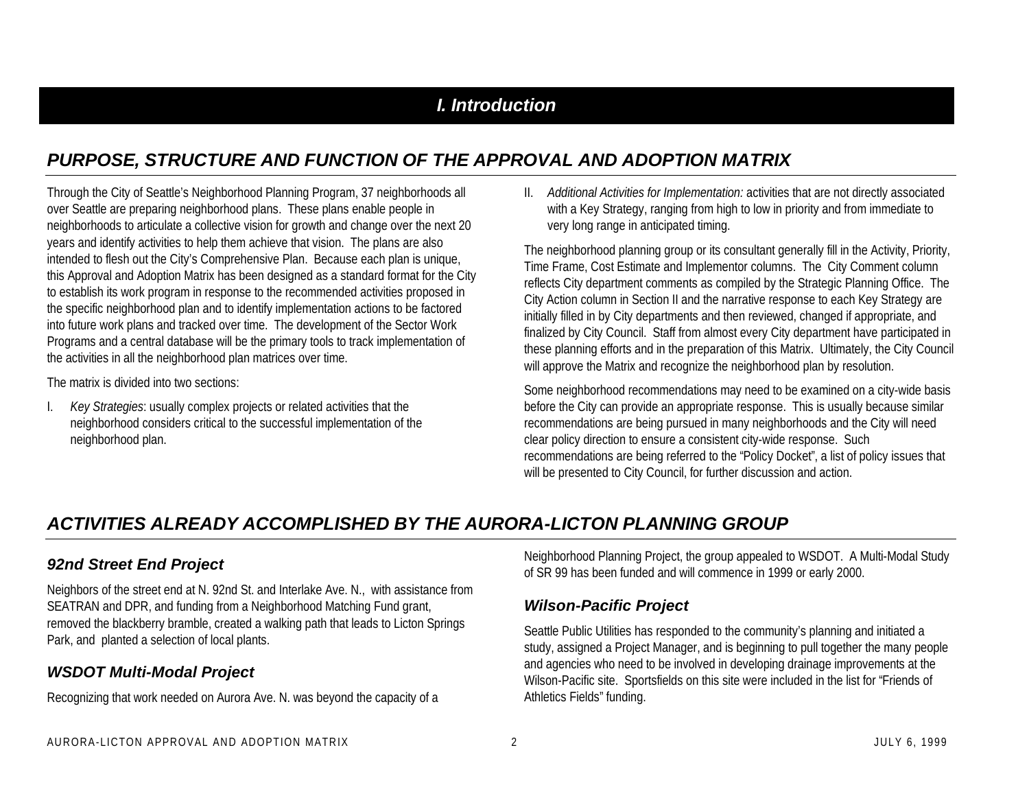# I. Introduction

## PURPOSE, STRUCTURE AND FUNCTION OF THE APPROVAL AND ADOPTION MATRIX

Through the City of Seattle's Neighborhood Planning Program, 37 neighborhoods all over Seattle are preparing neighborhood plans. These plans enable people in neighborhoods to articulate a collective vision for growth and change over the next 20 years and identify activities to help them achieve that vision. The plans are also intended to flesh out the City's Comprehensive Plan. Because each plan is unique, this Approval and Adoption Matrix has been designed as a standard format for the City to establish its work program in response to the recommended activities proposed in the specific neighborhood plan and to identify implementation actions to be factored into future work plans and tracked over time. The development of the Sector Work Programs and a central database will be the primary tools to track implementation of the activities in all the neighborhood plan matrices over time.

The matrix is divided into two sections:

I. *Key Strategies*: usually complex projects or related activities that the neighborhood considers critical to the successful implementation of the neighborhood plan.

II. *Additional Activities for Implementation:* activities that are not directly associated with a Key Strategy, ranging from high to low in priority and from immediate to very long range in anticipated timing.

The neighborhood planning group or its consultant generally fill in the Activity, Priority, Time Frame, Cost Estimate and Implementor columns. The City Comment column reflects City department comments as compiled by the Strategic Planning Office. The City Action column in Section II and the narrative response to each Key Strategy are initially filled in by City departments and then reviewed, changed if appropriate, and finalized by City Council. Staff from almost every City department have participated in these planning efforts and in the preparation of this Matrix. Ultimately, the City Council will approve the Matrix and recognize the neighborhood plan by resolution.

Some neighborhood recommendations may need to be examined on a city-wide basis before the City can provide an appropriate response. This is usually because similar recommendations are being pursued in many neighborhoods and the City will need clear policy direction to ensure a consistent city-wide response. Such recommendations are being referred to the "Policy Docket", a list of policy issues that will be presented to City Council, for further discussion and action.

## ACTIVITIES ALREADY ACCOMPLISHED BY THE AURORA-LICTON PLANNING GROUP

### 92nd Street End Project

Neighbors of the street end at N. 92nd St. and Interlake Ave. N., with assistance from SEATRAN and DPR, and funding from a Neighborhood Matching Fund grant, removed the blackberry bramble, created a walking path that leads to Licton Springs Park, and planted a selection of local plants.

### WSDOT Multi-Modal Project

Recognizing that work needed on Aurora Ave. N. was beyond the capacity of a Neighborhood Planning Project, the group appealed to WSDOT. A Multi-Modal Study of SR 99 has been funded and will commence in 1999 or early 2000.

### Wilson-Pacific Project

Seattle Public Utilities has responded to the community's planning and initiated a study, assigned a Project Manager, and is beginning to pull together the many people and agencies who need to be involved in developing drainage improvements at the Wilson-Pacific site. Sportsfields on this site were included in the list for "Friends of Athletics Fields" funding.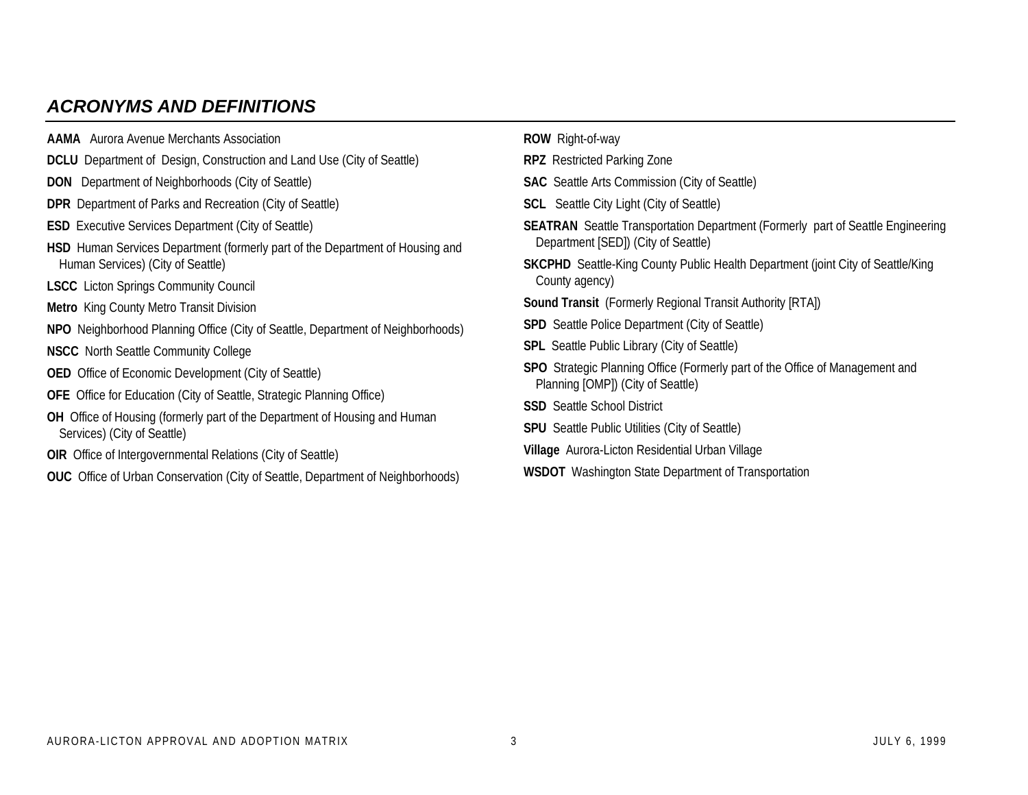## *ACRONYMS AND DEFINITIONS*

**AAMA** Aurora Avenue Merchants Association

**DCLU** Department of Design, Construction and Land Use (City of Seattle)

**DON** Department of Neighborhoods (City of Seattle)

**DPR** Department of Parks and Recreation (City of Seattle)

**ESD** Executive Services Department (City of Seattle)

**HSD** Human Services Department (formerly part of the Department of Housing and Human Services) (City of Seattle)

**LSCC** Licton Springs Community Council

**Metro** King County Metro Transit Division

**NPO** Neighborhood Planning Office (City of Seattle, Department of Neighborhoods)

**NSCC** North Seattle Community College

**OED** Office of Economic Development (City of Seattle)

**OFE** Office for Education (City of Seattle, Strategic Planning Office)

**OH** Office of Housing (formerly part of the Department of Housing and Human Services) (City of Seattle)

**OIR** Office of Intergovernmental Relations (City of Seattle)

**OUC** Office of Urban Conservation (City of Seattle, Department of Neighborhoods)

**ROW** Right-of-way

**RPZ** Restricted Parking Zone

**SAC** Seattle Arts Commission (City of Seattle)

**SCL** Seattle City Light (City of Seattle)

**SEATRAN** Seattle Transportation Department (Formerly part of Seattle Engineering Department [SED]) (City of Seattle)

**SKCPHD** Seattle-King County Public Health Department (joint City of Seattle/King County agency)

**Sound Transit** (Formerly Regional Transit Authority [RTA])

**SPD** Seattle Police Department (City of Seattle)

**SPL** Seattle Public Library (City of Seattle)

**SPO** Strategic Planning Office (Formerly part of the Office of Management and Planning [OMP]) (City of Seattle)

**SSD** Seattle School District

**SPU** Seattle Public Utilities (City of Seattle)

**Village** Aurora-Licton Residential Urban Village

**WSDOT** Washington State Department of Transportation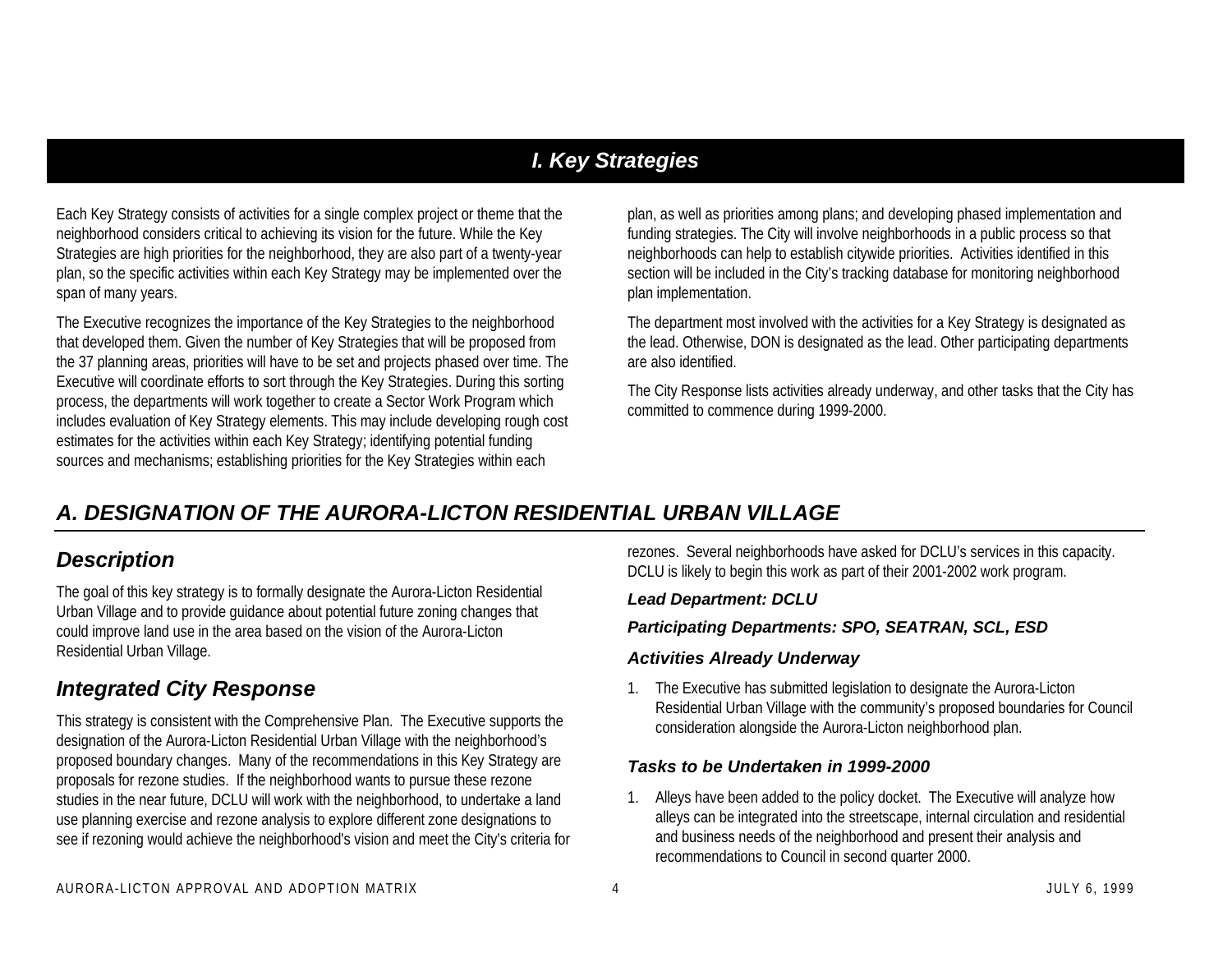# I. Key Strategies

Each Key Strategy consists of activities for a single complex project or theme that the neighborhood considers critical to achieving its vision for the future. While the Key Strategies are high priorities for the neighborhood, they are also part of a twenty-year plan, so the specific activities within each Key Strategy may be implemented over the span of many years.

The Executive recognizes the importance of the Key Strategies to the neighborhood that developed them. Given the number of Key Strategies that will be proposed from the 37 planning areas, priorities will have to be set and projects phased over time. The Executive will coordinate efforts to sort through the Key Strategies. During this sorting process, the departments will work together to create a Sector Work Program which includes evaluation of Key Strategy elements. This may include developing rough cost estimates for the activities within each Key Strategy; identifying potential funding sources and mechanisms; establishing priorities for the Key Strategies within each plan, as well as priorities among plans; and developing phased implementation and funding strategies. The City will involve neighborhoods in a public process so that neighborhoods can help to establish citywide priorities. Activities identified in this section will be included in the City's tracking database for monitoring neighborhood plan implementation.

The department most involved with the activities for a Key Strategy is designated as the lead. Otherwise, DON is designated as the lead. Other participating departments are also identified.

The City Response lists activities already underway, and other tasks that the City has committed to commence during 1999-2000.

## *A. DESIGNATION OF THE AURORA-LICTON RESIDENTIAL URBAN VILLAGE*

### *Description*

The goal of this key strategy is to formally designate the Aurora-Licton Residential Urban Village and to provide guidance about potential future zoning changes that could improve land use in the area based on the vision of the Aurora-Licton Residential Urban Village.

### *Integrated City Response*

This strategy is consistent with the Comprehensive Plan. The Executive supports the designation of the Aurora-Licton Residential Urban Village with the neighborhood's proposed boundary changes. Many of the recommendations in this Key Strategy are proposals for rezone studies. If the neighborhood wants to pursue these rezone studies in the near future, DCLU will work with the neighborhood, to undertake a land use planning exercise and rezone analysis to explore different zone designations to see if rezoning would achieve the neighborhood's vision and meet the City's criteria for rezones. Several neighborhoods have asked for DCLU's services in this capacity. DCLU is likely to begin this work as part of their 2001-2002 work program.

#### *Lead Department: DCLU*

#### *Participating Departments: SPO, SEATRAN, SCL, ESD*

#### *Activities Already Underway*

1. The Executive has submitted legislation to designate the Aurora-Licton Residential Urban Village with the community's proposed boundaries for Council consideration alongside the Aurora-Licton neighborhood plan.

#### *Tasks to be Undertaken in 1999-2000*

1. Alleys have been added to the policy docket. The Executive will analyze how alleys can be integrated into the streetscape, internal circulation and residential and business needs of the neighborhood and present their analysis and recommendations to Council in second quarter 2000.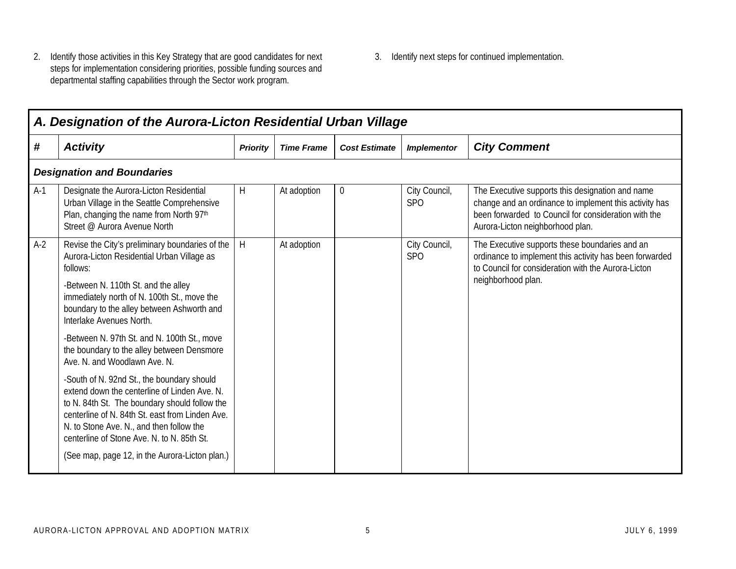2. Identify those activities in this Key Strategy that are good candidates for next steps for implementation considering priorities, possible funding sources and departmental staffing capabilities through the Sector work program.

3. Identify next steps for continued implementation.

## A. Designation of the Aurora-Licton Residential Urban Village

| # | Activity | Priority | Time Frame | Cost Estimate | Implementor | City Comment |
|---|---|---|---|---|---|---|
| ***Designation and Boundaries*** | | | | | | |
| A-1 | Designate the Aurora-Licton Residential Urban Village in the Seattle Comprehensive Plan, changing the name from North 97th Street @ Aurora Avenue North | H | At adoption | 0 | City Council, SPO | The Executive supports this designation and name change and an ordinance to implement this activity has been forwarded to Council for consideration with the Aurora-Licton neighborhood plan. |
| A-2 | Revise the City's preliminary boundaries of the Aurora-Licton Residential Urban Village as follows:<br><br>-Between N. 110th St. and the alley immediately north of N. 100th St., move the boundary to the alley between Ashworth and Interlake Avenues North.<br><br>-Between N. 97th St. and N. 100th St., move the boundary to the alley between Densmore Ave. N. and Woodlawn Ave. N.<br><br>-South of N. 92nd St., the boundary should extend down the centerline of Linden Ave. N. to N. 84th St. The boundary should follow the centerline of N. 84th St. east from Linden Ave. N. to Stone Ave. N., and then follow the centerline of Stone Ave. N. to N. 85th St.<br><br>(See map, page 12, in the Aurora-Licton plan.) | H | At adoption | | City Council, SPO | The Executive supports these boundaries and an ordinance to implement this activity has been forwarded to Council for consideration with the Aurora-Licton neighborhood plan. |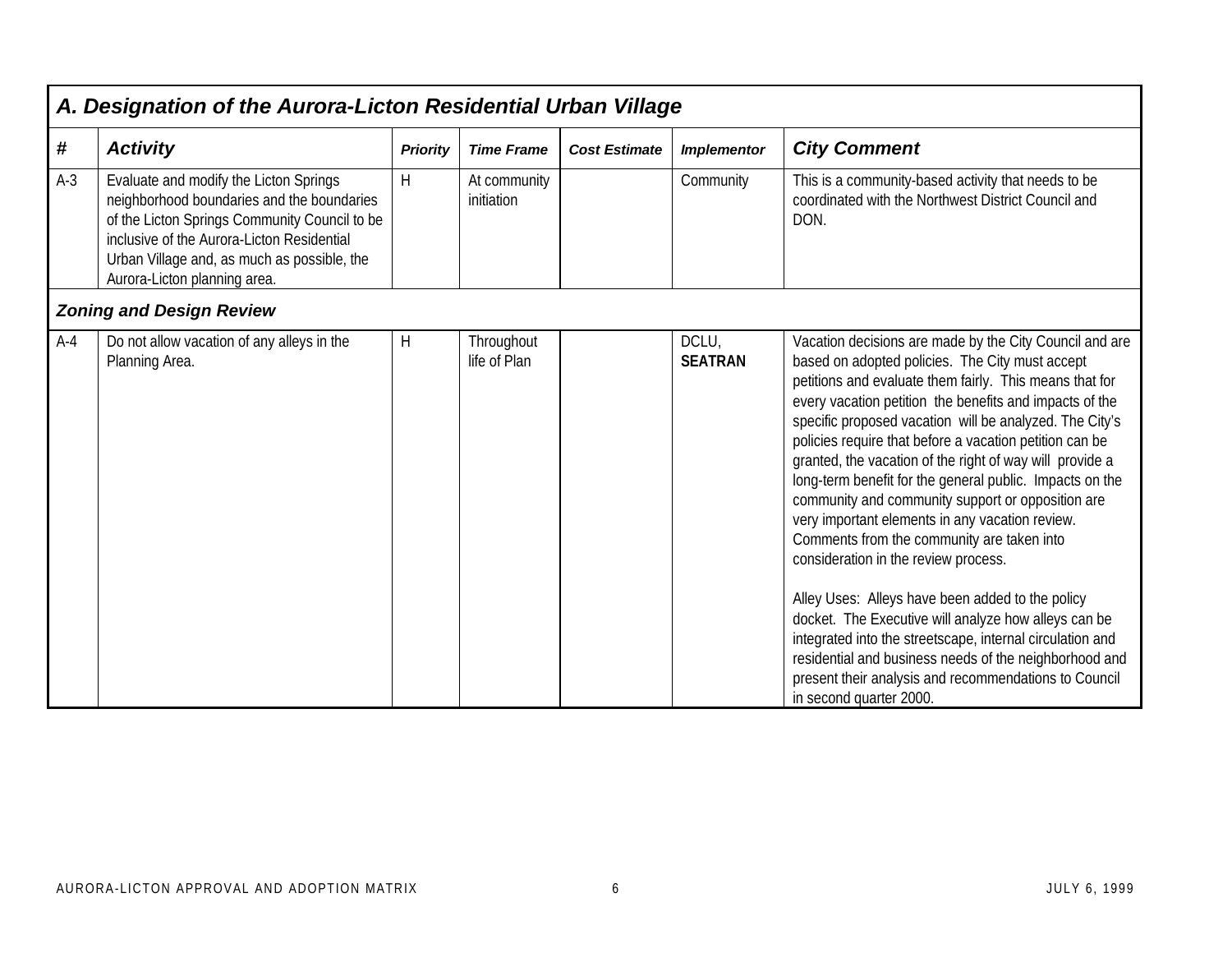| A. Designation of the Aurora-Licton Residential Urban Village | | | | | | |
|---|---|---|---|---|---|---|
| **#** | ***Activity*** | ***Priority*** | ***Time Frame*** | ***Cost Estimate*** | ***Implementor*** | ***City Comment*** |
| A-3 | Evaluate and modify the Licton Springs neighborhood boundaries and the boundaries of the Licton Springs Community Council to be inclusive of the Aurora-Licton Residential Urban Village and, as much as possible, the Aurora-Licton planning area. | H | At community initiation | | Community | This is a community-based activity that needs to be coordinated with the Northwest District Council and DON. |
| ***Zoning and Design Review*** | | | | | | |
| A-4 | Do not allow vacation of any alleys in the Planning Area. | H | Throughout life of Plan | | DCLU, **SEATRAN** | Vacation decisions are made by the City Council and are based on adopted policies. The City must accept petitions and evaluate them fairly. This means that for every vacation petition the benefits and impacts of the specific proposed vacation will be analyzed. The City's policies require that before a vacation petition can be granted, the vacation of the right of way will provide a long-term benefit for the general public. Impacts on the community and community support or opposition are very important elements in any vacation review. Comments from the community are taken into consideration in the review process.<br><br>Alley Uses: Alleys have been added to the policy docket. The Executive will analyze how alleys can be integrated into the streetscape, internal circulation and residential and business needs of the neighborhood and present their analysis and recommendations to Council in second quarter 2000. |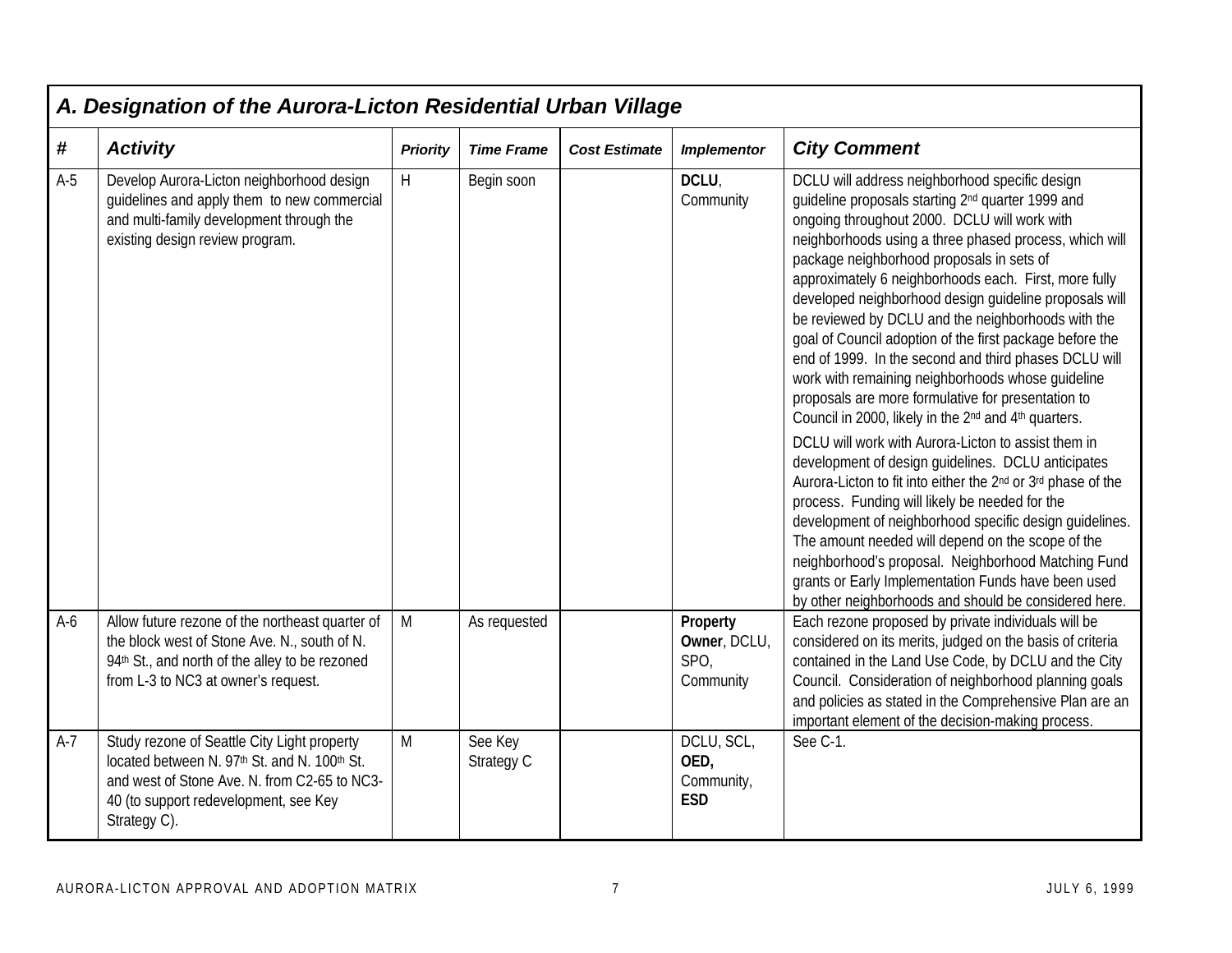## A. Designation of the Aurora-Licton Residential Urban Village

| # | Activity | Priority | Time Frame | Cost Estimate | Implementor | City Comment |
|---|---|---|---|---|---|---|
| A-5 | Develop Aurora-Licton neighborhood design guidelines and apply them to new commercial and multi-family development through the existing design review program. | H | Begin soon | | **DCLU**, Community | DCLU will address neighborhood specific design guideline proposals starting 2nd quarter 1999 and ongoing throughout 2000. DCLU will work with neighborhoods using a three phased process, which will package neighborhood proposals in sets of approximately 6 neighborhoods each. First, more fully developed neighborhood design guideline proposals will be reviewed by DCLU and the neighborhoods with the goal of Council adoption of the first package before the end of 1999. In the second and third phases DCLU will work with remaining neighborhoods whose guideline proposals are more formulative for presentation to Council in 2000, likely in the 2nd and 4th quarters.<br><br>DCLU will work with Aurora-Licton to assist them in development of design guidelines. DCLU anticipates Aurora-Licton to fit into either the 2nd or 3rd phase of the process. Funding will likely be needed for the development of neighborhood specific design guidelines. The amount needed will depend on the scope of the neighborhood's proposal. Neighborhood Matching Fund grants or Early Implementation Funds have been used by other neighborhoods and should be considered here. |
| A-6 | Allow future rezone of the northeast quarter of the block west of Stone Ave. N., south of N. 94th St., and north of the alley to be rezoned from L-3 to NC3 at owner's request. | M | As requested | | **Property Owner**, DCLU, SPO, Community | Each rezone proposed by private individuals will be considered on its merits, judged on the basis of criteria contained in the Land Use Code, by DCLU and the City Council. Consideration of neighborhood planning goals and policies as stated in the Comprehensive Plan are an important element of the decision-making process. |
| A-7 | Study rezone of Seattle City Light property located between N. 97th St. and N. 100th St. and west of Stone Ave. N. from C2-65 to NC3-40 (to support redevelopment, see Key Strategy C). | M | See Key Strategy C | | DCLU, SCL, **OED**, Community, **ESD** | See C-1. |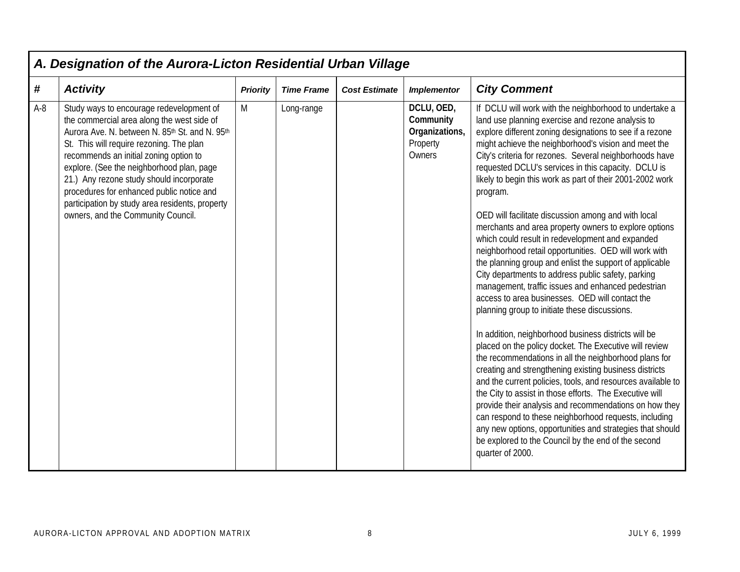## A. Designation of the Aurora-Licton Residential Urban Village

| # | Activity | Priority | Time Frame | Cost Estimate | Implementor | City Comment |
|---|---|---|---|---|---|---|
| A-8 | Study ways to encourage redevelopment of the commercial area along the west side of Aurora Ave. N. between N. 85th St. and N. 95th St. This will require rezoning. The plan recommends an initial zoning option to explore. (See the neighborhood plan, page 21.) Any rezone study should incorporate procedures for enhanced public notice and participation by study area residents, property owners, and the Community Council. | M | Long-range | | **DCLU, OED, Community Organizations,** Property Owners | If DCLU will work with the neighborhood to undertake a land use planning exercise and rezone analysis to explore different zoning designations to see if a rezone might achieve the neighborhood's vision and meet the City's criteria for rezones. Several neighborhoods have requested DCLU's services in this capacity. DCLU is likely to begin this work as part of their 2001-2002 work program.<br><br>OED will facilitate discussion among and with local merchants and area property owners to explore options which could result in redevelopment and expanded neighborhood retail opportunities. OED will work with the planning group and enlist the support of applicable City departments to address public safety, parking management, traffic issues and enhanced pedestrian access to area businesses. OED will contact the planning group to initiate these discussions.<br><br>In addition, neighborhood business districts will be placed on the policy docket. The Executive will review the recommendations in all the neighborhood plans for creating and strengthening existing business districts and the current policies, tools, and resources available to the City to assist in those efforts. The Executive will provide their analysis and recommendations on how they can respond to these neighborhood requests, including any new options, opportunities and strategies that should be explored to the Council by the end of the second quarter of 2000. |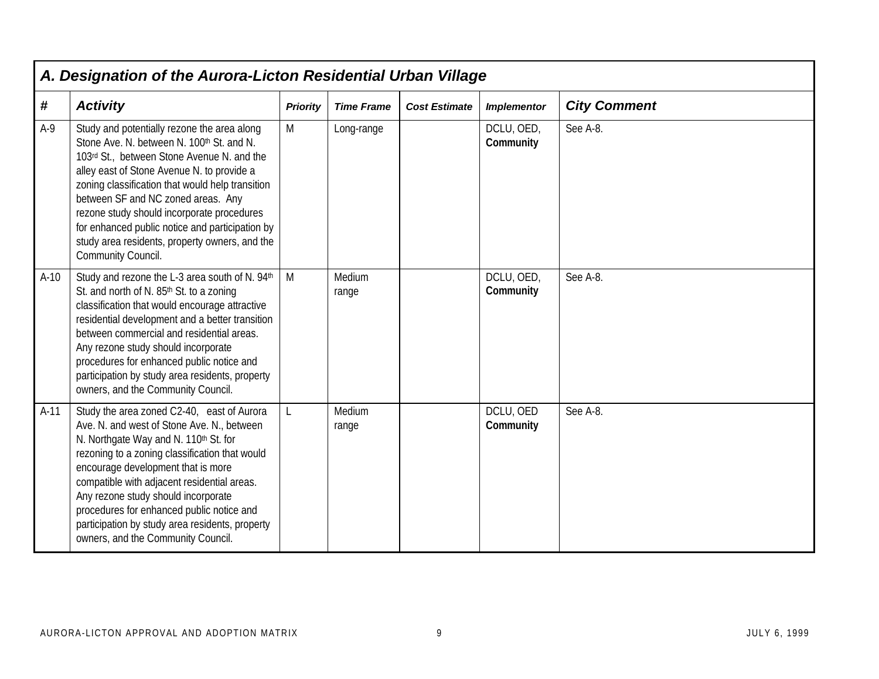## A. Designation of the Aurora-Licton Residential Urban Village

| # | Activity | Priority | Time Frame | Cost Estimate | Implementor | City Comment |
|---|---|---|---|---|---|---|
| A-9 | Study and potentially rezone the area along Stone Ave. N. between N. 100th St. and N. 103rd St., between Stone Avenue N. and the alley east of Stone Avenue N. to provide a zoning classification that would help transition between SF and NC zoned areas. Any rezone study should incorporate procedures for enhanced public notice and participation by study area residents, property owners, and the Community Council. | M | Long-range | | DCLU, OED, **Community** | See A-8. |
| A-10 | Study and rezone the L-3 area south of N. 94th St. and north of N. 85th St. to a zoning classification that would encourage attractive residential development and a better transition between commercial and residential areas. Any rezone study should incorporate procedures for enhanced public notice and participation by study area residents, property owners, and the Community Council. | M | Medium range | | DCLU, OED, **Community** | See A-8. |
| A-11 | Study the area zoned C2-40, east of Aurora Ave. N. and west of Stone Ave. N., between N. Northgate Way and N. 110th St. for rezoning to a zoning classification that would encourage development that is more compatible with adjacent residential areas. Any rezone study should incorporate procedures for enhanced public notice and participation by study area residents, property owners, and the Community Council. | L | Medium range | | DCLU, OED **Community** | See A-8. |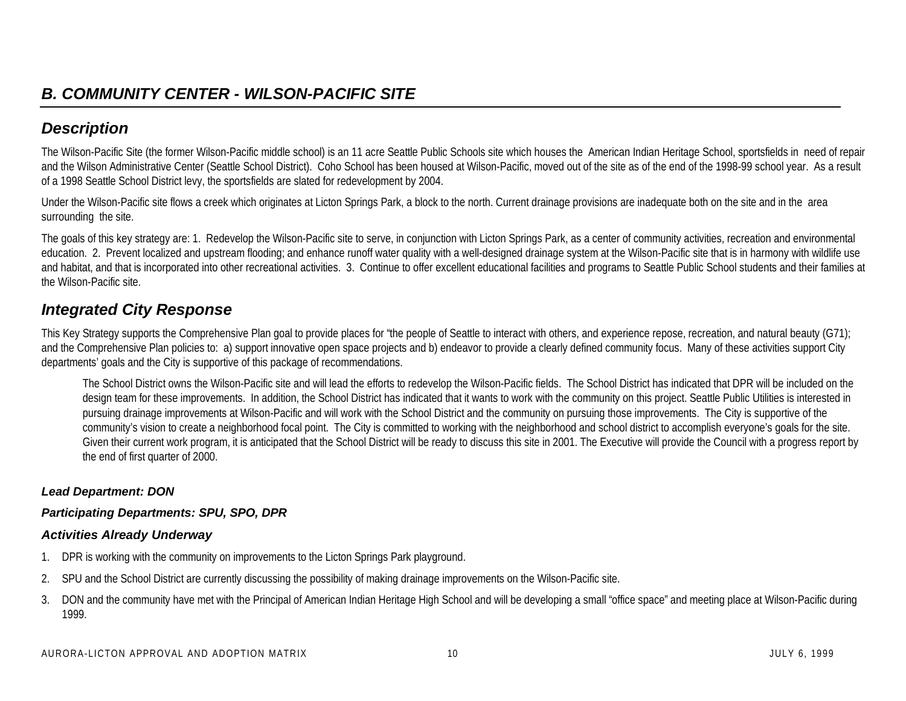## *B. COMMUNITY CENTER - WILSON-PACIFIC SITE*

### *Description*

The Wilson-Pacific Site (the former Wilson-Pacific middle school) is an 11 acre Seattle Public Schools site which houses the American Indian Heritage School, sportsfields in need of repair and the Wilson Administrative Center (Seattle School District). Coho School has been housed at Wilson-Pacific, moved out of the site as of the end of the 1998-99 school year. As a result of a 1998 Seattle School District levy, the sportsfields are slated for redevelopment by 2004.

Under the Wilson-Pacific site flows a creek which originates at Licton Springs Park, a block to the north. Current drainage provisions are inadequate both on the site and in the area surrounding the site.

The goals of this key strategy are: 1. Redevelop the Wilson-Pacific site to serve, in conjunction with Licton Springs Park, as a center of community activities, recreation and environmental education. 2. Prevent localized and upstream flooding; and enhance runoff water quality with a well-designed drainage system at the Wilson-Pacific site that is in harmony with wildlife use and habitat, and that is incorporated into other recreational activities. 3. Continue to offer excellent educational facilities and programs to Seattle Public School students and their families at the Wilson-Pacific site.

### *Integrated City Response*

This Key Strategy supports the Comprehensive Plan goal to provide places for "the people of Seattle to interact with others, and experience repose, recreation, and natural beauty (G71); and the Comprehensive Plan policies to: a) support innovative open space projects and b) endeavor to provide a clearly defined community focus. Many of these activities support City departments' goals and the City is supportive of this package of recommendations.

> The School District owns the Wilson-Pacific site and will lead the efforts to redevelop the Wilson-Pacific fields. The School District has indicated that DPR will be included on the design team for these improvements. In addition, the School District has indicated that it wants to work with the community on this project. Seattle Public Utilities is interested in pursuing drainage improvements at Wilson-Pacific and will work with the School District and the community on pursuing those improvements. The City is supportive of the community's vision to create a neighborhood focal point. The City is committed to working with the neighborhood and school district to accomplish everyone's goals for the site. Given their current work program, it is anticipated that the School District will be ready to discuss this site in 2001. The Executive will provide the Council with a progress report by the end of first quarter of 2000.

#### *Lead Department: DON*

#### *Participating Departments: SPU, SPO, DPR*

#### *Activities Already Underway*

1. DPR is working with the community on improvements to the Licton Springs Park playground.
2. SPU and the School District are currently discussing the possibility of making drainage improvements on the Wilson-Pacific site.
3. DON and the community have met with the Principal of American Indian Heritage High School and will be developing a small "office space" and meeting place at Wilson-Pacific during 1999.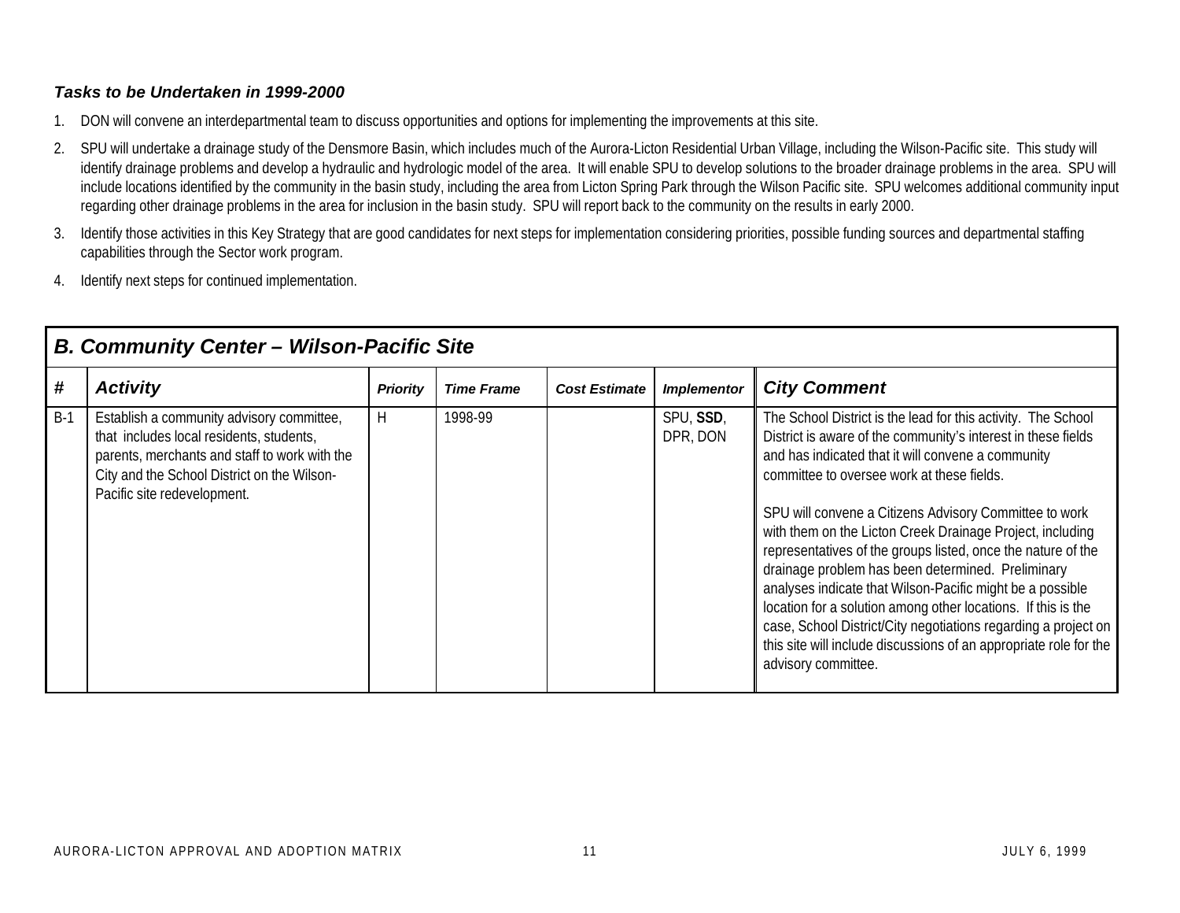***Tasks to be Undertaken in 1999-2000***

1. DON will convene an interdepartmental team to discuss opportunities and options for implementing the improvements at this site.
2. SPU will undertake a drainage study of the Densmore Basin, which includes much of the Aurora-Licton Residential Urban Village, including the Wilson-Pacific site. This study will identify drainage problems and develop a hydraulic and hydrologic model of the area. It will enable SPU to develop solutions to the broader drainage problems in the area. SPU will include locations identified by the community in the basin study, including the area from Licton Spring Park through the Wilson Pacific site. SPU welcomes additional community input regarding other drainage problems in the area for inclusion in the basin study. SPU will report back to the community on the results in early 2000.
3. Identify those activities in this Key Strategy that are good candidates for next steps for implementation considering priorities, possible funding sources and departmental staffing capabilities through the Sector work program.
4. Identify next steps for continued implementation.

| ***B. Community Center – Wilson-Pacific Site*** | | | | | | |
|---|---|---|---|---|---|---|
| **#** | ***Activity*** | ***Priority*** | ***Time Frame*** | ***Cost Estimate*** | ***Implementor*** | ***City Comment*** |
| B-1 | Establish a community advisory committee, that includes local residents, students, parents, merchants and staff to work with the City and the School District on the Wilson-Pacific site redevelopment. | H | 1998-99 | | SPU, **SSD**, DPR, DON | The School District is the lead for this activity. The School District is aware of the community's interest in these fields and has indicated that it will convene a community committee to oversee work at these fields.<br><br>SPU will convene a Citizens Advisory Committee to work with them on the Licton Creek Drainage Project, including representatives of the groups listed, once the nature of the drainage problem has been determined. Preliminary analyses indicate that Wilson-Pacific might be a possible location for a solution among other locations. If this is the case, School District/City negotiations regarding a project on this site will include discussions of an appropriate role for the advisory committee. |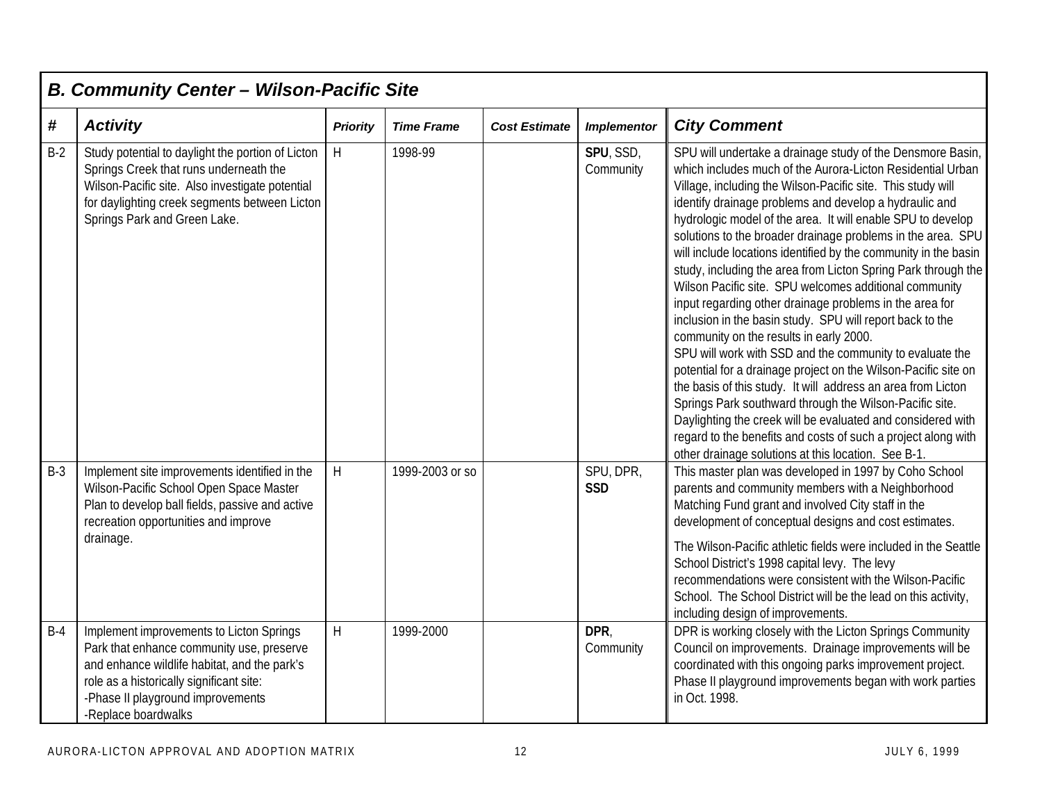## B. Community Center – Wilson-Pacific Site

| # | Activity | Priority | Time Frame | Cost Estimate | Implementor | City Comment |
|---|---|---|---|---|---|---|
| B-2 | Study potential to daylight the portion of Licton Springs Creek that runs underneath the Wilson-Pacific site. Also investigate potential for daylighting creek segments between Licton Springs Park and Green Lake. | H | 1998-99 | | **SPU**, SSD, Community | SPU will undertake a drainage study of the Densmore Basin, which includes much of the Aurora-Licton Residential Urban Village, including the Wilson-Pacific site. This study will identify drainage problems and develop a hydraulic and hydrologic model of the area. It will enable SPU to develop solutions to the broader drainage problems in the area. SPU will include locations identified by the community in the basin study, including the area from Licton Spring Park through the Wilson Pacific site. SPU welcomes additional community input regarding other drainage problems in the area for inclusion in the basin study. SPU will report back to the community on the results in early 2000.<br>SPU will work with SSD and the community to evaluate the potential for a drainage project on the Wilson-Pacific site on the basis of this study. It will address an area from Licton Springs Park southward through the Wilson-Pacific site. Daylighting the creek will be evaluated and considered with regard to the benefits and costs of such a project along with other drainage solutions at this location. See B-1. |
| B-3 | Implement site improvements identified in the Wilson-Pacific School Open Space Master Plan to develop ball fields, passive and active recreation opportunities and improve drainage. | H | 1999-2003 or so | | SPU, DPR, **SSD** | This master plan was developed in 1997 by Coho School parents and community members with a Neighborhood Matching Fund grant and involved City staff in the development of conceptual designs and cost estimates.<br>The Wilson-Pacific athletic fields were included in the Seattle School District's 1998 capital levy. The levy recommendations were consistent with the Wilson-Pacific School. The School District will be the lead on this activity, including design of improvements. |
| B-4 | Implement improvements to Licton Springs Park that enhance community use, preserve and enhance wildlife habitat, and the park's role as a historically significant site:<br>-Phase II playground improvements<br>-Replace boardwalks | H | 1999-2000 | | **DPR**, Community | DPR is working closely with the Licton Springs Community Council on improvements. Drainage improvements will be coordinated with this ongoing parks improvement project. Phase II playground improvements began with work parties in Oct. 1998. |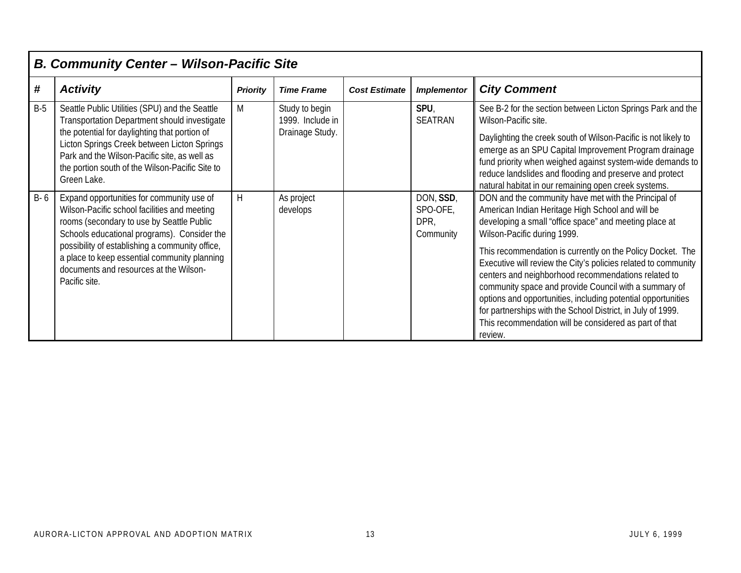## B. Community Center – Wilson-Pacific Site

| # | Activity | Priority | Time Frame | Cost Estimate | Implementor | City Comment |
|---|---|---|---|---|---|---|
| B-5 | Seattle Public Utilities (SPU) and the Seattle Transportation Department should investigate the potential for daylighting that portion of Licton Springs Creek between Licton Springs Park and the Wilson-Pacific site, as well as the portion south of the Wilson-Pacific Site to Green Lake. | M | Study to begin 1999. Include in Drainage Study. | | **SPU**, SEATRAN | See B-2 for the section between Licton Springs Park and the Wilson-Pacific site.<br><br>Daylighting the creek south of Wilson-Pacific is not likely to emerge as an SPU Capital Improvement Program drainage fund priority when weighed against system-wide demands to reduce landslides and flooding and preserve and protect natural habitat in our remaining open creek systems. |
| B- 6 | Expand opportunities for community use of Wilson-Pacific school facilities and meeting rooms (secondary to use by Seattle Public Schools educational programs). Consider the possibility of establishing a community office, a place to keep essential community planning documents and resources at the Wilson-Pacific site. | H | As project develops | | DON, **SSD**, SPO-OFE, DPR, Community | DON and the community have met with the Principal of American Indian Heritage High School and will be developing a small "office space" and meeting place at Wilson-Pacific during 1999.<br><br>This recommendation is currently on the Policy Docket. The Executive will review the City's policies related to community centers and neighborhood recommendations related to community space and provide Council with a summary of options and opportunities, including potential opportunities for partnerships with the School District, in July of 1999. This recommendation will be considered as part of that review. |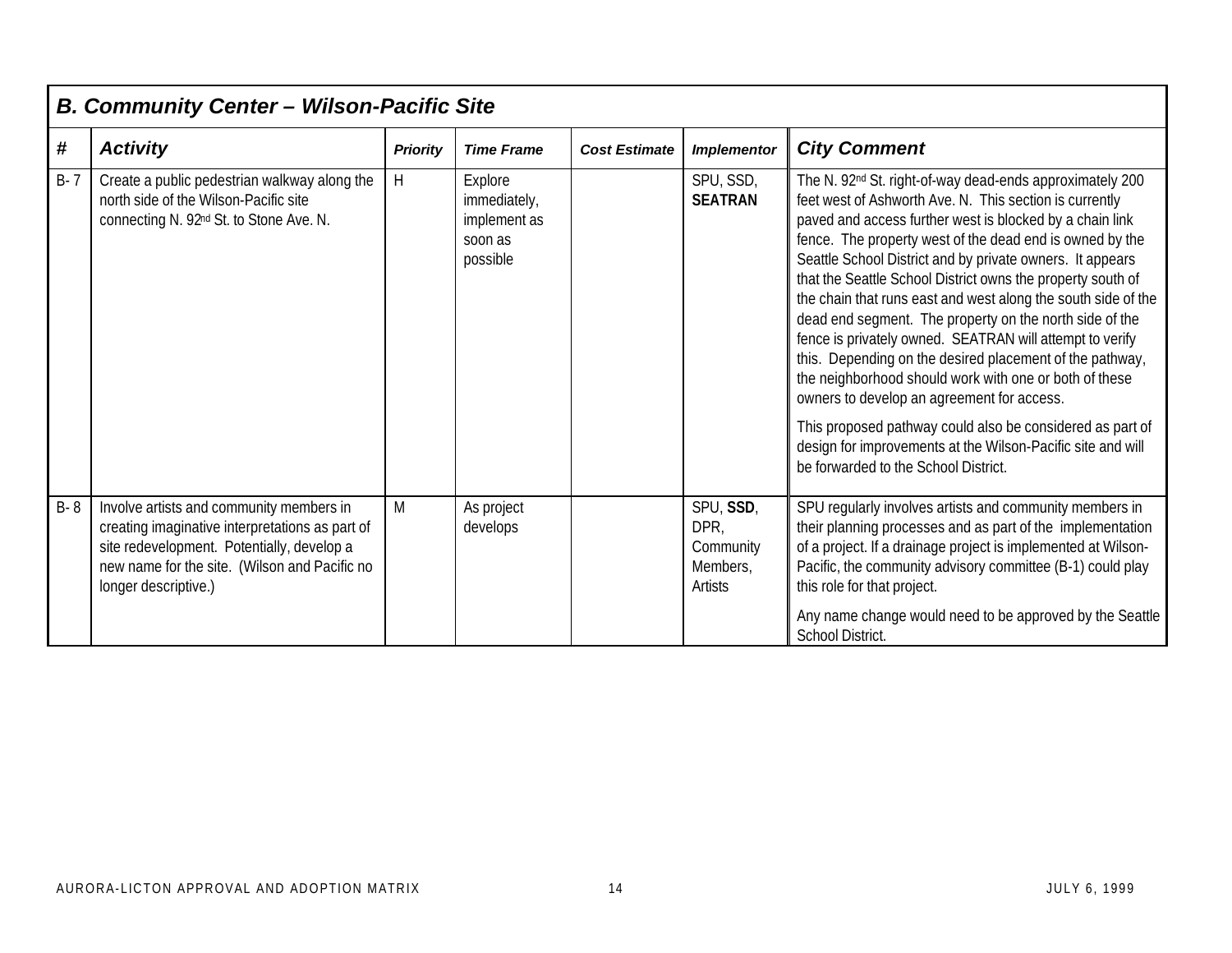### *B. Community Center – Wilson-Pacific Site*

| # | *Activity* | *Priority* | *Time Frame* | *Cost Estimate* | *Implementor* | *City Comment* |
|---|---|---|---|---|---|---|
| B- 7 | Create a public pedestrian walkway along the north side of the Wilson-Pacific site connecting N. 92nd St. to Stone Ave. N. | H | Explore immediately, implement as soon as possible | | SPU, SSD, **SEATRAN** | The N. 92nd St. right-of-way dead-ends approximately 200 feet west of Ashworth Ave. N. This section is currently paved and access further west is blocked by a chain link fence. The property west of the dead end is owned by the Seattle School District and by private owners. It appears that the Seattle School District owns the property south of the chain that runs east and west along the south side of the dead end segment. The property on the north side of the fence is privately owned. SEATRAN will attempt to verify this. Depending on the desired placement of the pathway, the neighborhood should work with one or both of these owners to develop an agreement for access. <br><br> This proposed pathway could also be considered as part of design for improvements at the Wilson-Pacific site and will be forwarded to the School District. |
| B- 8 | Involve artists and community members in creating imaginative interpretations as part of site redevelopment. Potentially, develop a new name for the site. (Wilson and Pacific no longer descriptive.) | M | As project develops | | SPU, **SSD**, DPR, Community Members, Artists | SPU regularly involves artists and community members in their planning processes and as part of the implementation of a project. If a drainage project is implemented at Wilson-Pacific, the community advisory committee (B-1) could play this role for that project. <br><br> Any name change would need to be approved by the Seattle School District. |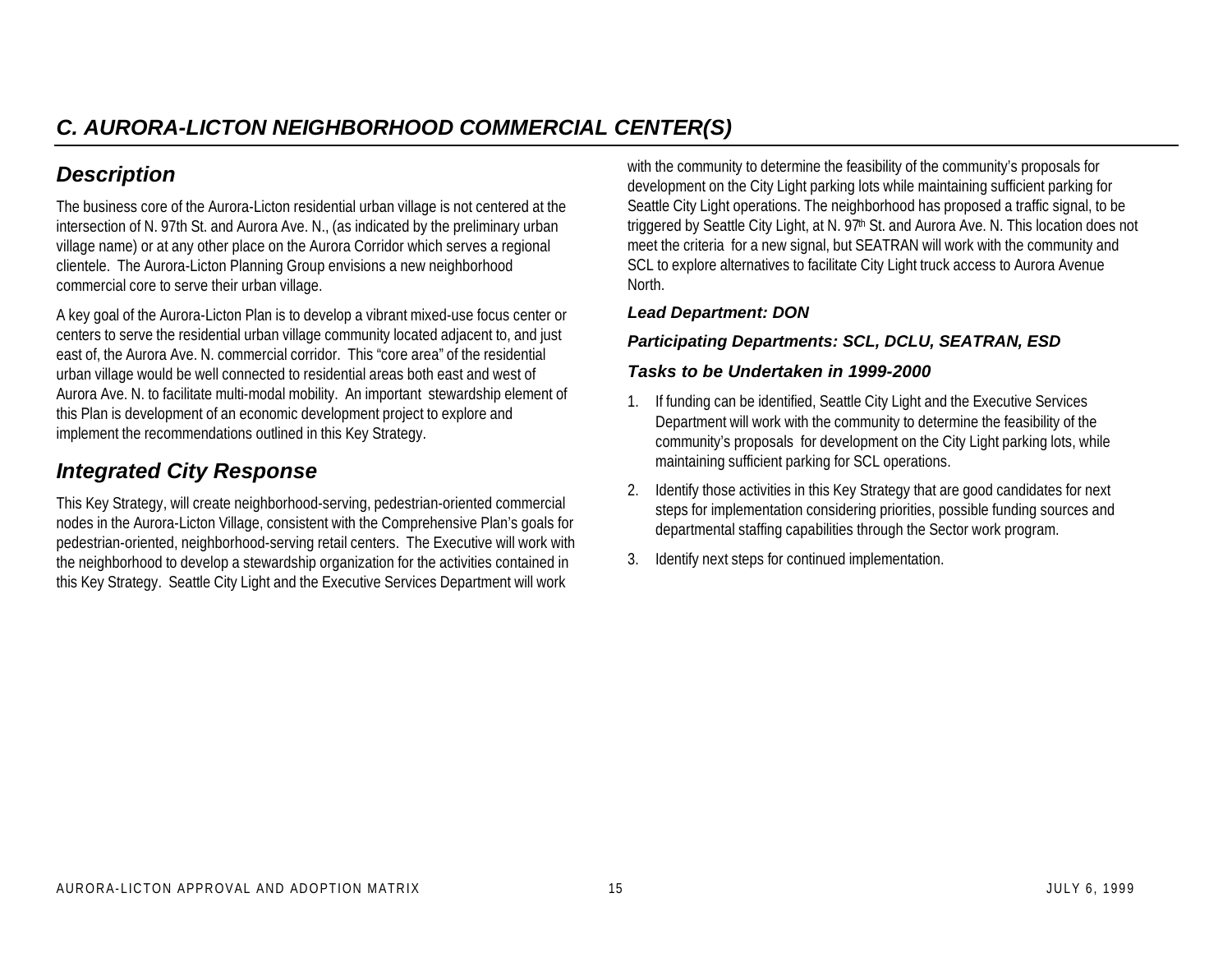## C. AURORA-LICTON NEIGHBORHOOD COMMERCIAL CENTER(S)

### Description

The business core of the Aurora-Licton residential urban village is not centered at the intersection of N. 97th St. and Aurora Ave. N., (as indicated by the preliminary urban village name) or at any other place on the Aurora Corridor which serves a regional clientele. The Aurora-Licton Planning Group envisions a new neighborhood commercial core to serve their urban village.

A key goal of the Aurora-Licton Plan is to develop a vibrant mixed-use focus center or centers to serve the residential urban village community located adjacent to, and just east of, the Aurora Ave. N. commercial corridor. This "core area" of the residential urban village would be well connected to residential areas both east and west of Aurora Ave. N. to facilitate multi-modal mobility. An important stewardship element of this Plan is development of an economic development project to explore and implement the recommendations outlined in this Key Strategy.

### Integrated City Response

This Key Strategy, will create neighborhood-serving, pedestrian-oriented commercial nodes in the Aurora-Licton Village, consistent with the Comprehensive Plan's goals for pedestrian-oriented, neighborhood-serving retail centers. The Executive will work with the neighborhood to develop a stewardship organization for the activities contained in this Key Strategy. Seattle City Light and the Executive Services Department will work with the community to determine the feasibility of the community's proposals for development on the City Light parking lots while maintaining sufficient parking for Seattle City Light operations. The neighborhood has proposed a traffic signal, to be triggered by Seattle City Light, at N. 97th St. and Aurora Ave. N. This location does not meet the criteria for a new signal, but SEATRAN will work with the community and SCL to explore alternatives to facilitate City Light truck access to Aurora Avenue North.

#### *Lead Department: DON*

#### *Participating Departments: SCL, DCLU, SEATRAN, ESD*

#### *Tasks to be Undertaken in 1999-2000*

1. If funding can be identified, Seattle City Light and the Executive Services Department will work with the community to determine the feasibility of the community's proposals for development on the City Light parking lots, while maintaining sufficient parking for SCL operations.
2. Identify those activities in this Key Strategy that are good candidates for next steps for implementation considering priorities, possible funding sources and departmental staffing capabilities through the Sector work program.
3. Identify next steps for continued implementation.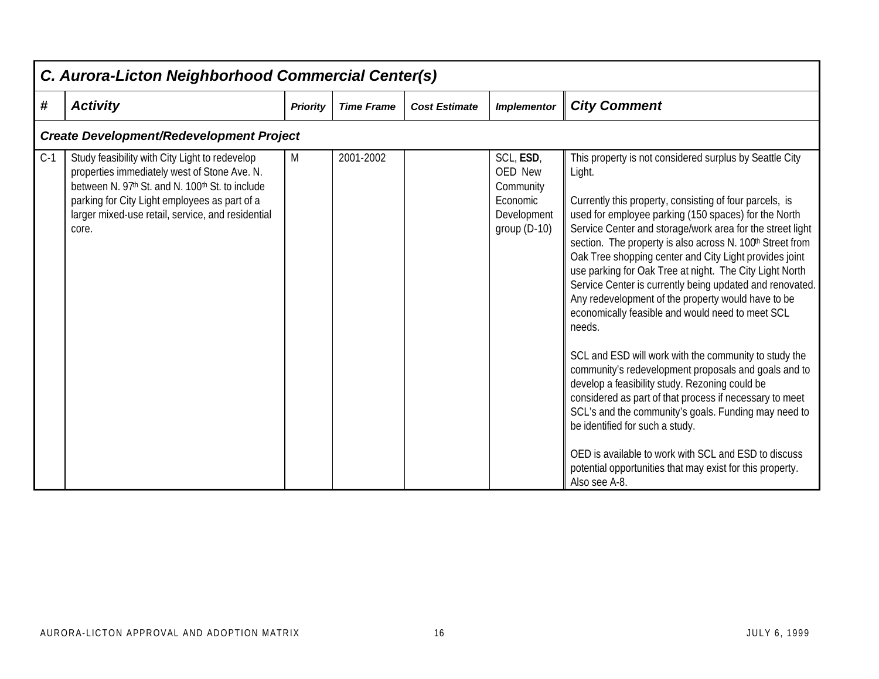## C. Aurora-Licton Neighborhood Commercial Center(s)

| # | Activity | Priority | Time Frame | Cost Estimate | Implementor | City Comment |
|---|---|---|---|---|---|---|
| ***Create Development/Redevelopment Project*** | | | | | | |
| C-1 | Study feasibility with City Light to redevelop properties immediately west of Stone Ave. N. between N. 97th St. and N. 100th St. to include parking for City Light employees as part of a larger mixed-use retail, service, and residential core. | M | 2001-2002 | | SCL, **ESD**, OED New Community Economic Development group (D-10) | This property is not considered surplus by Seattle City Light.<br><br>Currently this property, consisting of four parcels, is used for employee parking (150 spaces) for the North Service Center and storage/work area for the street light section. The property is also across N. 100th Street from Oak Tree shopping center and City Light provides joint use parking for Oak Tree at night. The City Light North Service Center is currently being updated and renovated. Any redevelopment of the property would have to be economically feasible and would need to meet SCL needs.<br><br>SCL and ESD will work with the community to study the community's redevelopment proposals and goals and to develop a feasibility study. Rezoning could be considered as part of that process if necessary to meet SCL's and the community's goals. Funding may need to be identified for such a study.<br><br>OED is available to work with SCL and ESD to discuss potential opportunities that may exist for this property. Also see A-8. |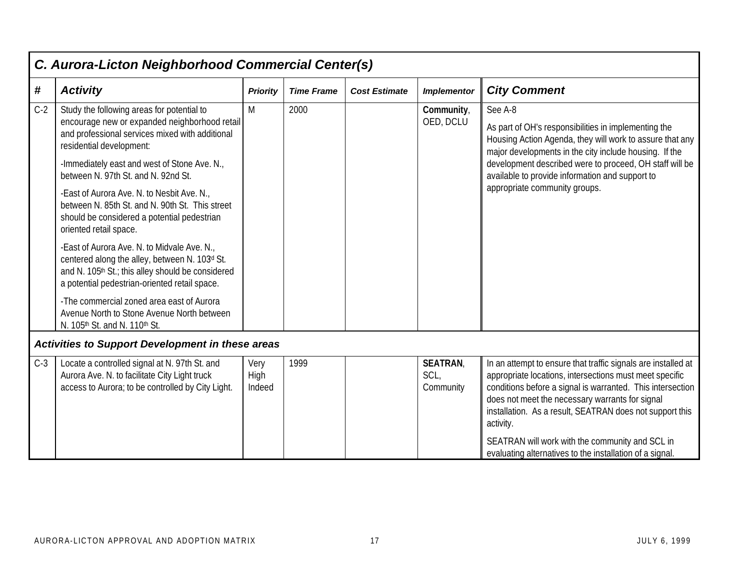## C. Aurora-Licton Neighborhood Commercial Center(s)

| # | Activity | Priority | Time Frame | Cost Estimate | Implementor | City Comment |
|---|---|---|---|---|---|---|
| C-2 | Study the following areas for potential to encourage new or expanded neighborhood retail and professional services mixed with additional residential development:<br><br>-Immediately east and west of Stone Ave. N., between N. 97th St. and N. 92nd St.<br><br>-East of Aurora Ave. N. to Nesbit Ave. N., between N. 85th St. and N. 90th St. This street should be considered a potential pedestrian oriented retail space.<br><br>-East of Aurora Ave. N. to Midvale Ave. N., centered along the alley, between N. 103d St. and N. 105th St.; this alley should be considered a potential pedestrian-oriented retail space.<br><br>-The commercial zoned area east of Aurora Avenue North to Stone Avenue North between N. 105th St. and N. 110th St. | M | 2000 | | **Community**, OED, DCLU | See A-8<br><br>As part of OH's responsibilities in implementing the Housing Action Agenda, they will work to assure that any major developments in the city include housing. If the development described were to proceed, OH staff will be available to provide information and support to appropriate community groups. |
| ***Activities to Support Development in these areas*** | | | | | | |
| C-3 | Locate a controlled signal at N. 97th St. and Aurora Ave. N. to facilitate City Light truck access to Aurora; to be controlled by City Light. | Very High Indeed | 1999 | | **SEATRAN**, SCL, Community | In an attempt to ensure that traffic signals are installed at appropriate locations, intersections must meet specific conditions before a signal is warranted. This intersection does not meet the necessary warrants for signal installation. As a result, SEATRAN does not support this activity.<br><br>SEATRAN will work with the community and SCL in evaluating alternatives to the installation of a signal. |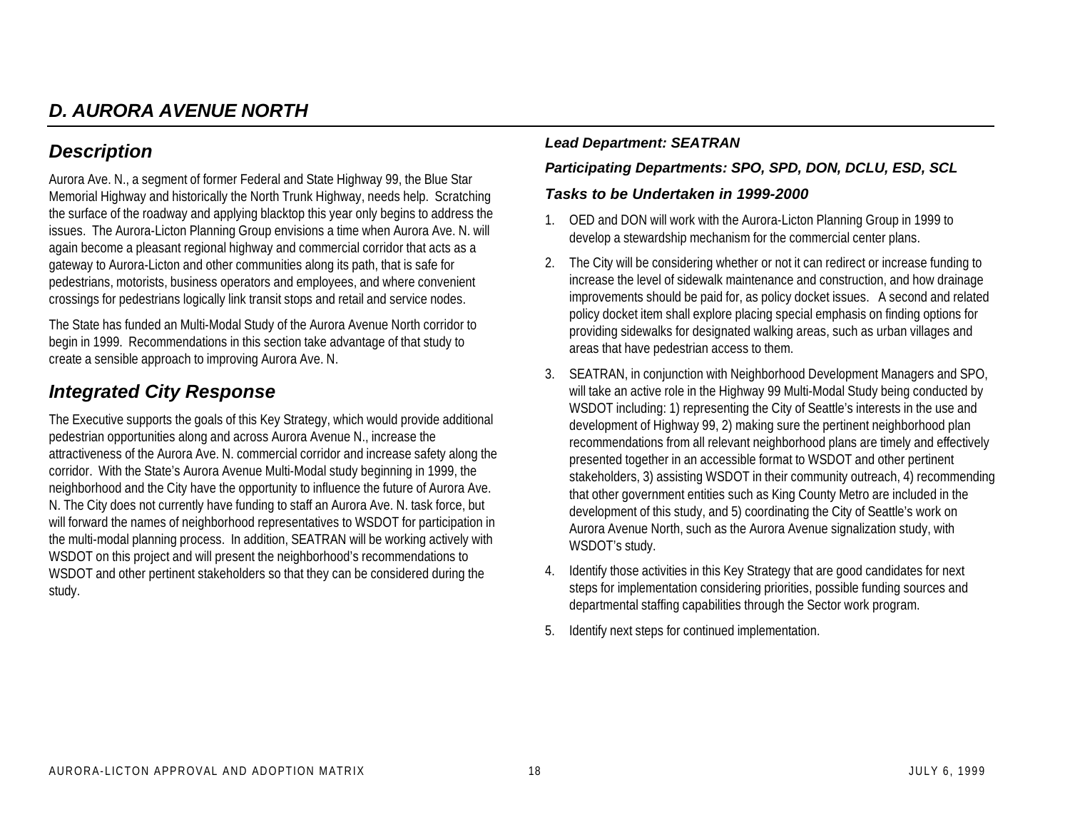## *D. AURORA AVENUE NORTH*

### *Description*

Aurora Ave. N., a segment of former Federal and State Highway 99, the Blue Star Memorial Highway and historically the North Trunk Highway, needs help. Scratching the surface of the roadway and applying blacktop this year only begins to address the issues. The Aurora-Licton Planning Group envisions a time when Aurora Ave. N. will again become a pleasant regional highway and commercial corridor that acts as a gateway to Aurora-Licton and other communities along its path, that is safe for pedestrians, motorists, business operators and employees, and where convenient crossings for pedestrians logically link transit stops and retail and service nodes.

The State has funded an Multi-Modal Study of the Aurora Avenue North corridor to begin in 1999. Recommendations in this section take advantage of that study to create a sensible approach to improving Aurora Ave. N.

### *Integrated City Response*

The Executive supports the goals of this Key Strategy, which would provide additional pedestrian opportunities along and across Aurora Avenue N., increase the attractiveness of the Aurora Ave. N. commercial corridor and increase safety along the corridor. With the State's Aurora Avenue Multi-Modal study beginning in 1999, the neighborhood and the City have the opportunity to influence the future of Aurora Ave. N. The City does not currently have funding to staff an Aurora Ave. N. task force, but will forward the names of neighborhood representatives to WSDOT for participation in the multi-modal planning process. In addition, SEATRAN will be working actively with WSDOT on this project and will present the neighborhood's recommendations to WSDOT and other pertinent stakeholders so that they can be considered during the study.

#### *Lead Department: SEATRAN*

#### *Participating Departments: SPO, SPD, DON, DCLU, ESD, SCL*

#### *Tasks to be Undertaken in 1999-2000*

1. OED and DON will work with the Aurora-Licton Planning Group in 1999 to develop a stewardship mechanism for the commercial center plans.
2. The City will be considering whether or not it can redirect or increase funding to increase the level of sidewalk maintenance and construction, and how drainage improvements should be paid for, as policy docket issues. A second and related policy docket item shall explore placing special emphasis on finding options for providing sidewalks for designated walking areas, such as urban villages and areas that have pedestrian access to them.
3. SEATRAN, in conjunction with Neighborhood Development Managers and SPO, will take an active role in the Highway 99 Multi-Modal Study being conducted by WSDOT including: 1) representing the City of Seattle's interests in the use and development of Highway 99, 2) making sure the pertinent neighborhood plan recommendations from all relevant neighborhood plans are timely and effectively presented together in an accessible format to WSDOT and other pertinent stakeholders, 3) assisting WSDOT in their community outreach, 4) recommending that other government entities such as King County Metro are included in the development of this study, and 5) coordinating the City of Seattle's work on Aurora Avenue North, such as the Aurora Avenue signalization study, with WSDOT's study.
4. Identify those activities in this Key Strategy that are good candidates for next steps for implementation considering priorities, possible funding sources and departmental staffing capabilities through the Sector work program.
5. Identify next steps for continued implementation.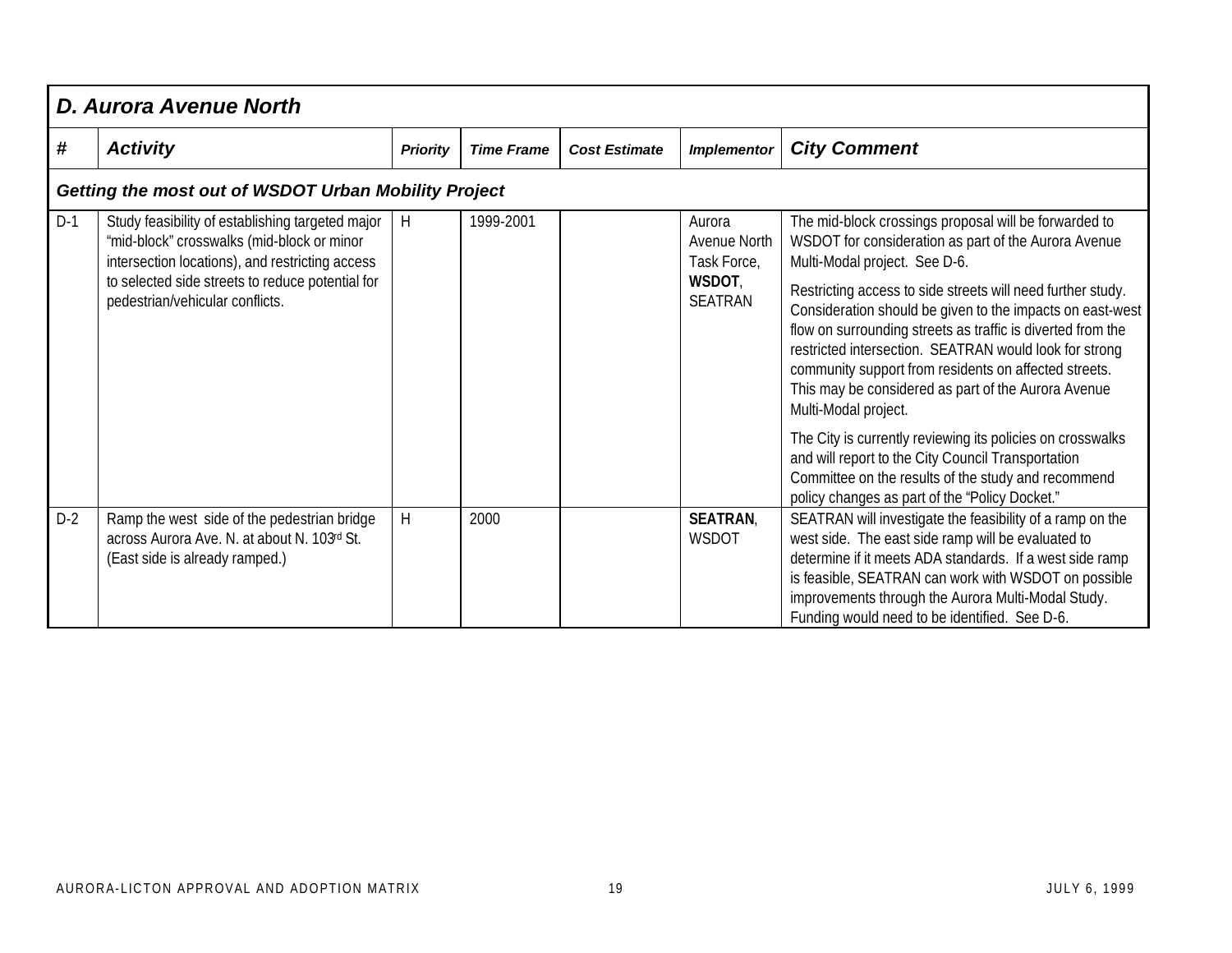## D. Aurora Avenue North

| # | Activity | Priority | Time Frame | Cost Estimate | Implementor | City Comment |
|---|---|---|---|---|---|---|
| ***Getting the most out of WSDOT Urban Mobility Project*** | | | | | | |
| D-1 | Study feasibility of establishing targeted major "mid-block" crosswalks (mid-block or minor intersection locations), and restricting access to selected side streets to reduce potential for pedestrian/vehicular conflicts. | H | 1999-2001 | | Aurora Avenue North Task Force, **WSDOT**, SEATRAN | The mid-block crossings proposal will be forwarded to WSDOT for consideration as part of the Aurora Avenue Multi-Modal project. See D-6.<br><br>Restricting access to side streets will need further study. Consideration should be given to the impacts on east-west flow on surrounding streets as traffic is diverted from the restricted intersection. SEATRAN would look for strong community support from residents on affected streets. This may be considered as part of the Aurora Avenue Multi-Modal project.<br><br>The City is currently reviewing its policies on crosswalks and will report to the City Council Transportation Committee on the results of the study and recommend policy changes as part of the "Policy Docket." |
| D-2 | Ramp the west side of the pedestrian bridge across Aurora Ave. N. at about N. 103rd St. (East side is already ramped.) | H | 2000 | | **SEATRAN**, WSDOT | SEATRAN will investigate the feasibility of a ramp on the west side. The east side ramp will be evaluated to determine if it meets ADA standards. If a west side ramp is feasible, SEATRAN can work with WSDOT on possible improvements through the Aurora Multi-Modal Study. Funding would need to be identified. See D-6. |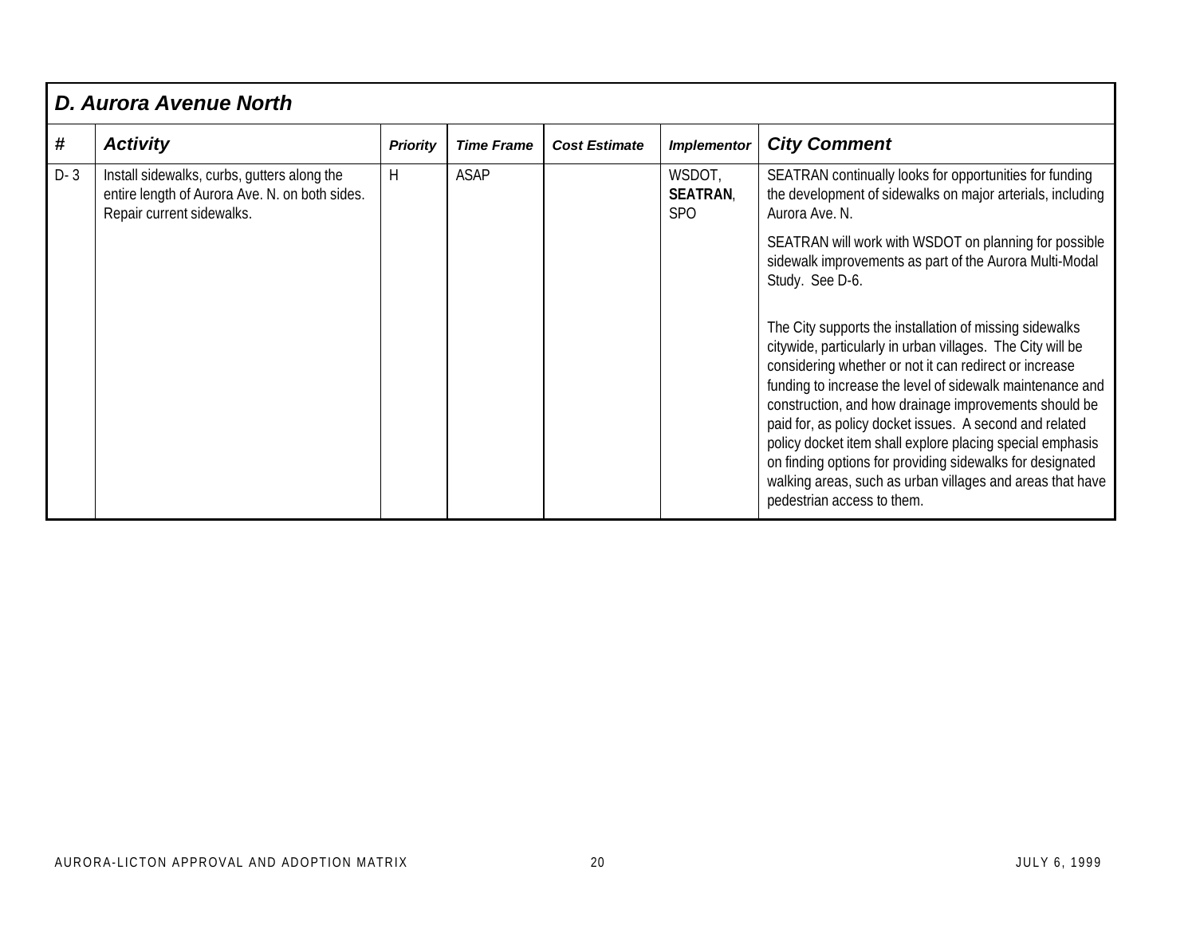## D. Aurora Avenue North

| # | Activity | Priority | Time Frame | Cost Estimate | Implementor | City Comment |
|---|---|---|---|---|---|---|
| D- 3 | Install sidewalks, curbs, gutters along the entire length of Aurora Ave. N. on both sides. Repair current sidewalks. | H | ASAP | | WSDOT, **SEATRAN**, SPO | SEATRAN continually looks for opportunities for funding the development of sidewalks on major arterials, including Aurora Ave. N.<br><br>SEATRAN will work with WSDOT on planning for possible sidewalk improvements as part of the Aurora Multi-Modal Study. See D-6.<br><br>The City supports the installation of missing sidewalks citywide, particularly in urban villages. The City will be considering whether or not it can redirect or increase funding to increase the level of sidewalk maintenance and construction, and how drainage improvements should be paid for, as policy docket issues. A second and related policy docket item shall explore placing special emphasis on finding options for providing sidewalks for designated walking areas, such as urban villages and areas that have pedestrian access to them. |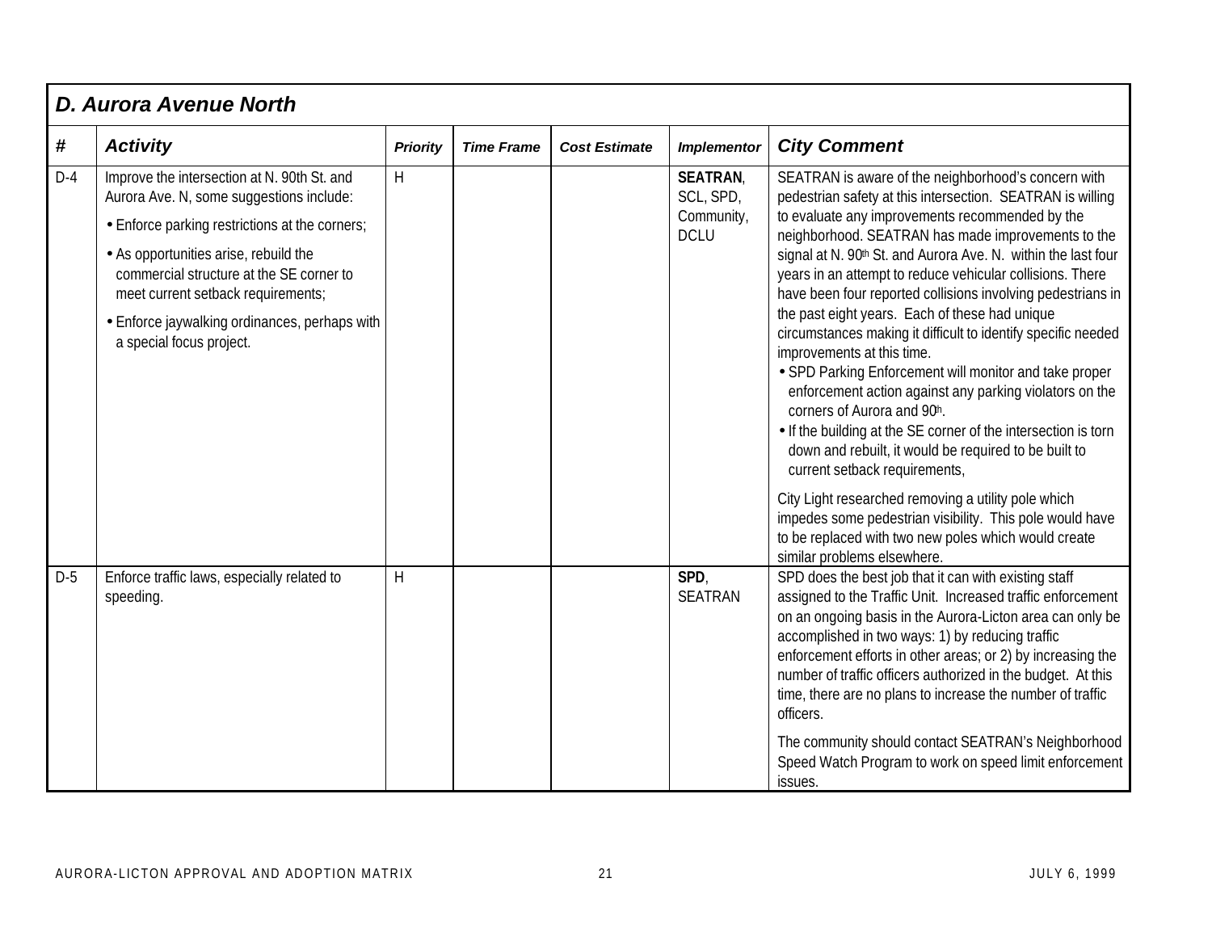## D. Aurora Avenue North

| # | Activity | Priority | Time Frame | Cost Estimate | Implementor | City Comment |
|---|---|---|---|---|---|---|
| D-4 | Improve the intersection at N. 90th St. and Aurora Ave. N, some suggestions include:<br>• Enforce parking restrictions at the corners;<br>• As opportunities arise, rebuild the commercial structure at the SE corner to meet current setback requirements;<br>• Enforce jaywalking ordinances, perhaps with a special focus project. | H | | | **SEATRAN**, SCL, SPD, Community, DCLU | SEATRAN is aware of the neighborhood's concern with pedestrian safety at this intersection. SEATRAN is willing to evaluate any improvements recommended by the neighborhood. SEATRAN has made improvements to the signal at N. 90th St. and Aurora Ave. N. within the last four years in an attempt to reduce vehicular collisions. There have been four reported collisions involving pedestrians in the past eight years. Each of these had unique circumstances making it difficult to identify specific needed improvements at this time.<br>• SPD Parking Enforcement will monitor and take proper enforcement action against any parking violators on the corners of Aurora and 90th.<br>• If the building at the SE corner of the intersection is torn down and rebuilt, it would be required to be built to current setback requirements,<br><br>City Light researched removing a utility pole which impedes some pedestrian visibility. This pole would have to be replaced with two new poles which would create similar problems elsewhere. |
| D-5 | Enforce traffic laws, especially related to speeding. | H | | | **SPD**, SEATRAN | SPD does the best job that it can with existing staff assigned to the Traffic Unit. Increased traffic enforcement on an ongoing basis in the Aurora-Licton area can only be accomplished in two ways: 1) by reducing traffic enforcement efforts in other areas; or 2) by increasing the number of traffic officers authorized in the budget. At this time, there are no plans to increase the number of traffic officers.<br><br>The community should contact SEATRAN's Neighborhood Speed Watch Program to work on speed limit enforcement issues. |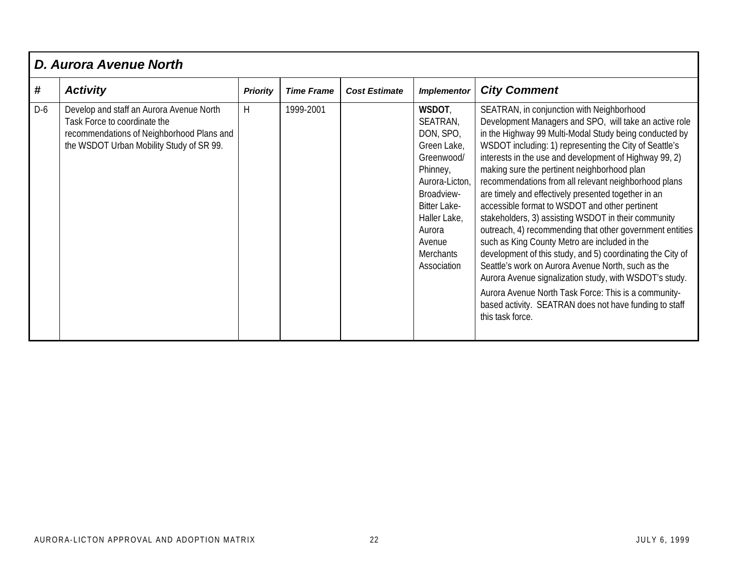## D. Aurora Avenue North

| # | Activity | Priority | Time Frame | Cost Estimate | Implementor | City Comment |
|---|---|---|---|---|---|---|
| D-6 | Develop and staff an Aurora Avenue North Task Force to coordinate the recommendations of Neighborhood Plans and the WSDOT Urban Mobility Study of SR 99. | H | 1999-2001 | | **WSDOT**, SEATRAN, DON, SPO, Green Lake, Greenwood/ Phinney, Aurora-Licton, Broadview-Bitter Lake-Haller Lake, Aurora Avenue Merchants Association | SEATRAN, in conjunction with Neighborhood Development Managers and SPO, will take an active role in the Highway 99 Multi-Modal Study being conducted by WSDOT including: 1) representing the City of Seattle's interests in the use and development of Highway 99, 2) making sure the pertinent neighborhood plan recommendations from all relevant neighborhood plans are timely and effectively presented together in an accessible format to WSDOT and other pertinent stakeholders, 3) assisting WSDOT in their community outreach, 4) recommending that other government entities such as King County Metro are included in the development of this study, and 5) coordinating the City of Seattle's work on Aurora Avenue North, such as the Aurora Avenue signalization study, with WSDOT's study. <br><br> Aurora Avenue North Task Force: This is a community-based activity. SEATRAN does not have funding to staff this task force. |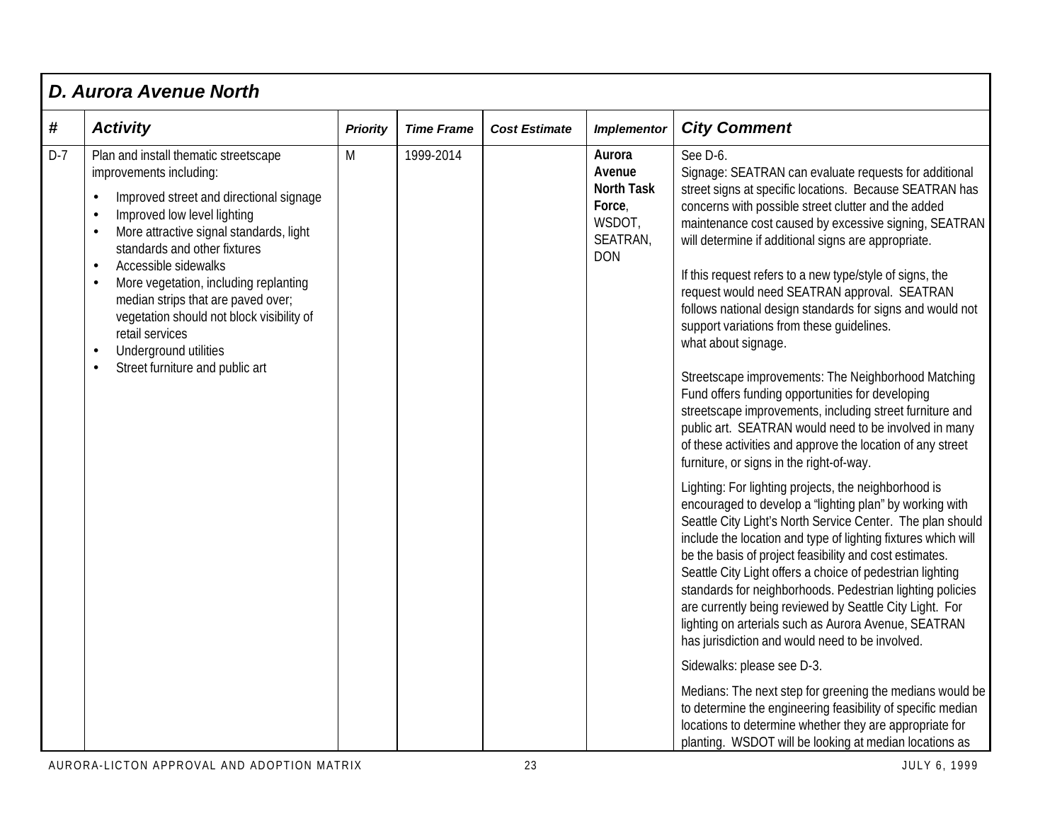## D. Aurora Avenue North

| # | Activity | Priority | Time Frame | Cost Estimate | Implementor | City Comment |
|---|---|---|---|---|---|---|
| D-7 | Plan and install thematic streetscape improvements including:<br>• Improved street and directional signage<br>• Improved low level lighting<br>• More attractive signal standards, light standards and other fixtures<br>• Accessible sidewalks<br>• More vegetation, including replanting median strips that are paved over; vegetation should not block visibility of retail services<br>• Underground utilities<br>• Street furniture and public art | M | 1999-2014 | | **Aurora Avenue North Task Force**, WSDOT, SEATRAN, DON | See D-6.<br>Signage: SEATRAN can evaluate requests for additional street signs at specific locations. Because SEATRAN has concerns with possible street clutter and the added maintenance cost caused by excessive signing, SEATRAN will determine if additional signs are appropriate.<br><br>If this request refers to a new type/style of signs, the request would need SEATRAN approval. SEATRAN follows national design standards for signs and would not support variations from these guidelines.<br>what about signage.<br><br>Streetscape improvements: The Neighborhood Matching Fund offers funding opportunities for developing streetscape improvements, including street furniture and public art. SEATRAN would need to be involved in many of these activities and approve the location of any street furniture, or signs in the right-of-way.<br><br>Lighting: For lighting projects, the neighborhood is encouraged to develop a "lighting plan" by working with Seattle City Light's North Service Center. The plan should include the location and type of lighting fixtures which will be the basis of project feasibility and cost estimates. Seattle City Light offers a choice of pedestrian lighting standards for neighborhoods. Pedestrian lighting policies are currently being reviewed by Seattle City Light. For lighting on arterials such as Aurora Avenue, SEATRAN has jurisdiction and would need to be involved.<br><br>Sidewalks: please see D-3.<br><br>Medians: The next step for greening the medians would be to determine the engineering feasibility of specific median locations to determine whether they are appropriate for planting. WSDOT will be looking at median locations as |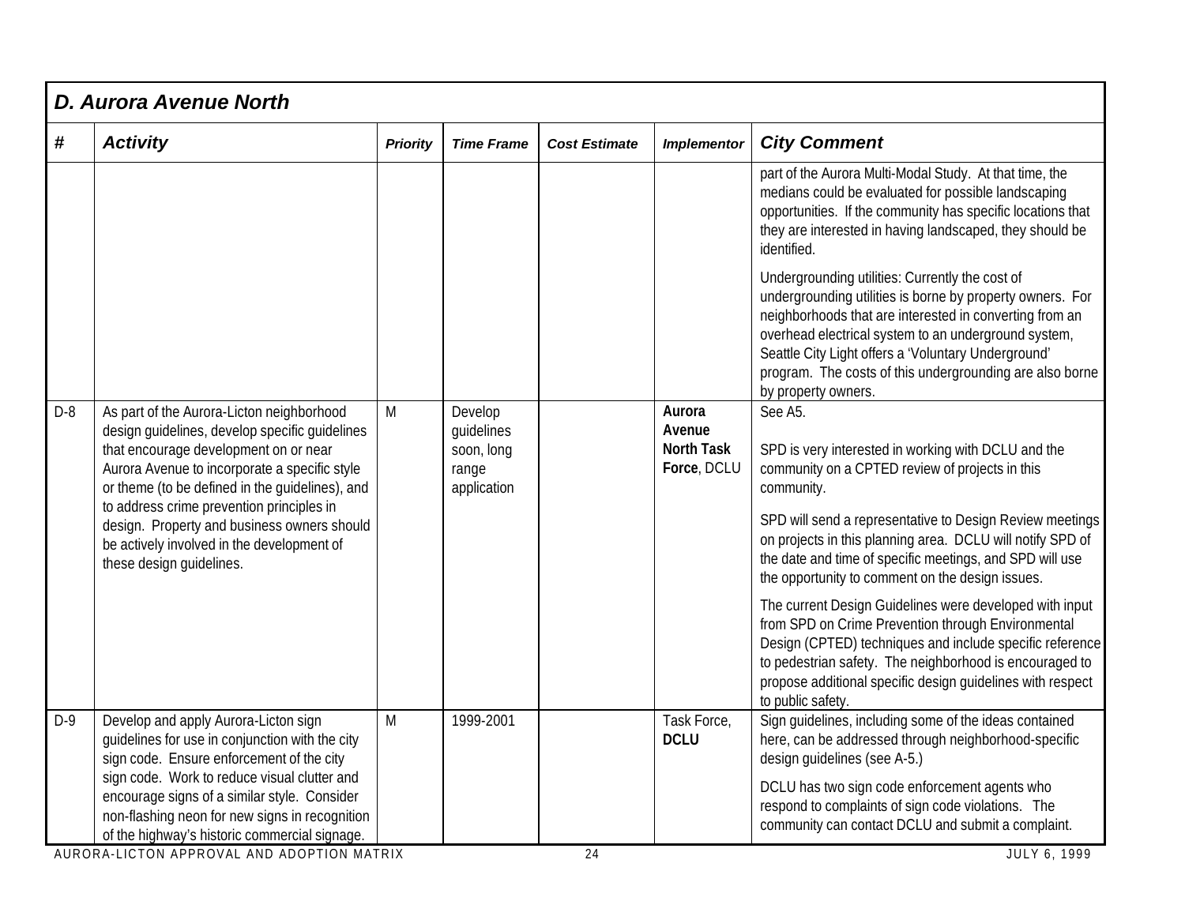## D. Aurora Avenue North

| # | Activity | Priority | Time Frame | Cost Estimate | Implementor | City Comment |
|---|---|---|---|---|---|---|
| | | | | | | part of the Aurora Multi-Modal Study. At that time, the medians could be evaluated for possible landscaping opportunities. If the community has specific locations that they are interested in having landscaped, they should be identified.<br><br>Undergrounding utilities: Currently the cost of undergrounding utilities is borne by property owners. For neighborhoods that are interested in converting from an overhead electrical system to an underground system, Seattle City Light offers a 'Voluntary Underground' program. The costs of this undergrounding are also borne by property owners. |
| D-8 | As part of the Aurora-Licton neighborhood design guidelines, develop specific guidelines that encourage development on or near Aurora Avenue to incorporate a specific style or theme (to be defined in the guidelines), and to address crime prevention principles in design. Property and business owners should be actively involved in the development of these design guidelines. | M | Develop guidelines soon, long range application | | **Aurora Avenue North Task Force**, DCLU | See A5.<br><br>SPD is very interested in working with DCLU and the community on a CPTED review of projects in this community.<br><br>SPD will send a representative to Design Review meetings on projects in this planning area. DCLU will notify SPD of the date and time of specific meetings, and SPD will use the opportunity to comment on the design issues.<br><br>The current Design Guidelines were developed with input from SPD on Crime Prevention through Environmental Design (CPTED) techniques and include specific reference to pedestrian safety. The neighborhood is encouraged to propose additional specific design guidelines with respect to public safety. |
| D-9 | Develop and apply Aurora-Licton sign guidelines for use in conjunction with the city sign code. Ensure enforcement of the city sign code. Work to reduce visual clutter and encourage signs of a similar style. Consider non-flashing neon for new signs in recognition of the highway's historic commercial signage. | M | 1999-2001 | | Task Force, **DCLU** | Sign guidelines, including some of the ideas contained here, can be addressed through neighborhood-specific design guidelines (see A-5.)<br><br>DCLU has two sign code enforcement agents who respond to complaints of sign code violations. The community can contact DCLU and submit a complaint. |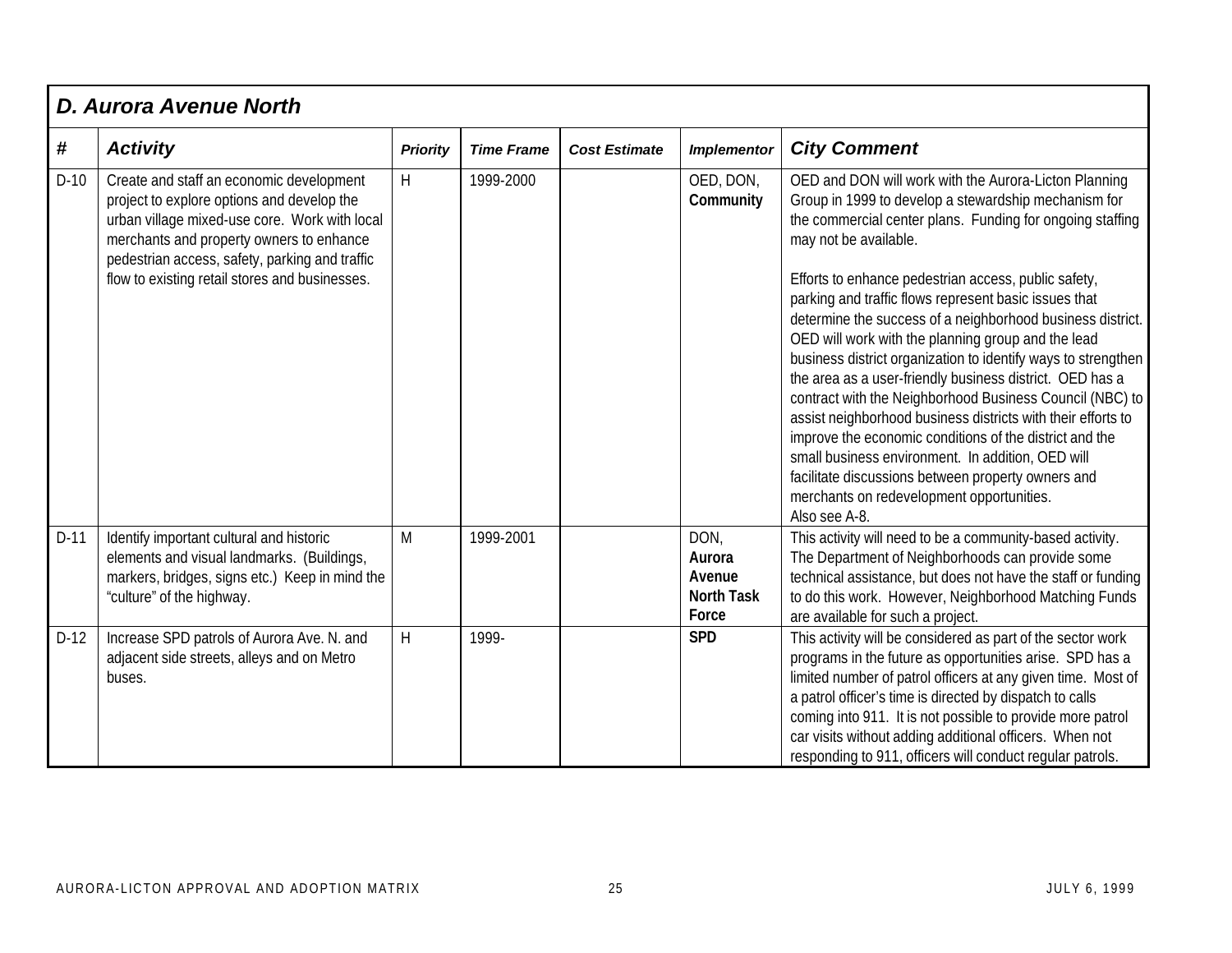## D. Aurora Avenue North

| # | Activity | Priority | Time Frame | Cost Estimate | Implementor | City Comment |
|---|---|---|---|---|---|---|
| D-10 | Create and staff an economic development project to explore options and develop the urban village mixed-use core. Work with local merchants and property owners to enhance pedestrian access, safety, parking and traffic flow to existing retail stores and businesses. | H | 1999-2000 | | OED, DON, **Community** | OED and DON will work with the Aurora-Licton Planning Group in 1999 to develop a stewardship mechanism for the commercial center plans. Funding for ongoing staffing may not be available.<br><br>Efforts to enhance pedestrian access, public safety, parking and traffic flows represent basic issues that determine the success of a neighborhood business district. OED will work with the planning group and the lead business district organization to identify ways to strengthen the area as a user-friendly business district. OED has a contract with the Neighborhood Business Council (NBC) to assist neighborhood business districts with their efforts to improve the economic conditions of the district and the small business environment. In addition, OED will facilitate discussions between property owners and merchants on redevelopment opportunities.<br>Also see A-8. |
| D-11 | Identify important cultural and historic elements and visual landmarks. (Buildings, markers, bridges, signs etc.) Keep in mind the "culture" of the highway. | M | 1999-2001 | | DON, **Aurora Avenue North Task Force** | This activity will need to be a community-based activity. The Department of Neighborhoods can provide some technical assistance, but does not have the staff or funding to do this work. However, Neighborhood Matching Funds are available for such a project. |
| D-12 | Increase SPD patrols of Aurora Ave. N. and adjacent side streets, alleys and on Metro buses. | H | 1999- | | **SPD** | This activity will be considered as part of the sector work programs in the future as opportunities arise. SPD has a limited number of patrol officers at any given time. Most of a patrol officer's time is directed by dispatch to calls coming into 911. It is not possible to provide more patrol car visits without adding additional officers. When not responding to 911, officers will conduct regular patrols. |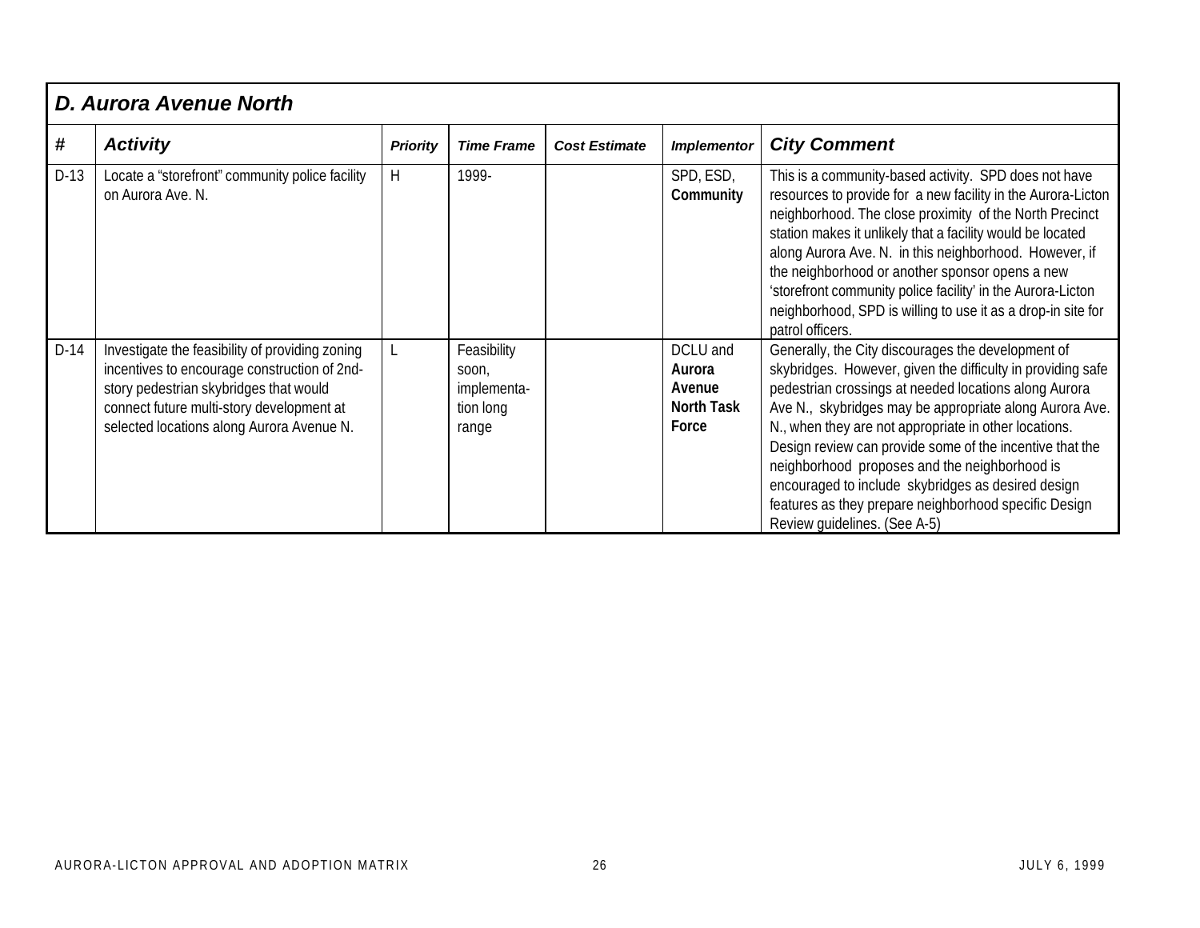## *D. Aurora Avenue North*

| # | *Activity* | *Priority* | *Time Frame* | *Cost Estimate* | *Implementor* | *City Comment* |
|---|---|---|---|---|---|---|
| D-13 | Locate a "storefront" community police facility on Aurora Ave. N. | H | 1999- | | SPD, ESD, **Community** | This is a community-based activity. SPD does not have resources to provide for a new facility in the Aurora-Licton neighborhood. The close proximity of the North Precinct station makes it unlikely that a facility would be located along Aurora Ave. N. in this neighborhood. However, if the neighborhood or another sponsor opens a new 'storefront community police facility' in the Aurora-Licton neighborhood, SPD is willing to use it as a drop-in site for patrol officers. |
| D-14 | Investigate the feasibility of providing zoning incentives to encourage construction of 2nd-story pedestrian skybridges that would connect future multi-story development at selected locations along Aurora Avenue N. | L | Feasibility soon, implementa-tion long range | | DCLU and **Aurora Avenue North Task Force** | Generally, the City discourages the development of skybridges. However, given the difficulty in providing safe pedestrian crossings at needed locations along Aurora Ave N., skybridges may be appropriate along Aurora Ave. N., when they are not appropriate in other locations. Design review can provide some of the incentive that the neighborhood proposes and the neighborhood is encouraged to include skybridges as desired design features as they prepare neighborhood specific Design Review guidelines. (See A-5) |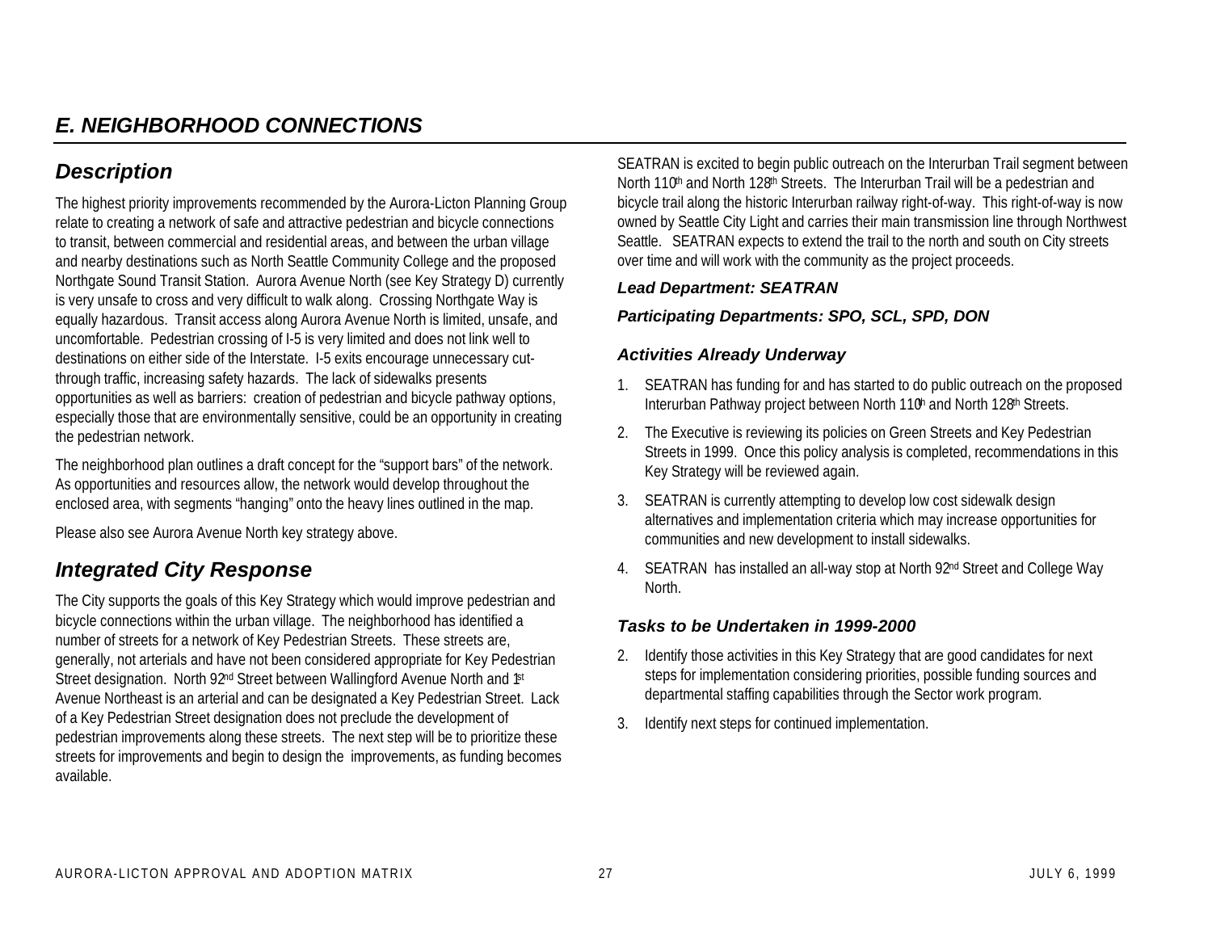## E. NEIGHBORHOOD CONNECTIONS

### Description

The highest priority improvements recommended by the Aurora-Licton Planning Group relate to creating a network of safe and attractive pedestrian and bicycle connections to transit, between commercial and residential areas, and between the urban village and nearby destinations such as North Seattle Community College and the proposed Northgate Sound Transit Station. Aurora Avenue North (see Key Strategy D) currently is very unsafe to cross and very difficult to walk along. Crossing Northgate Way is equally hazardous. Transit access along Aurora Avenue North is limited, unsafe, and uncomfortable. Pedestrian crossing of I-5 is very limited and does not link well to destinations on either side of the Interstate. I-5 exits encourage unnecessary cut-through traffic, increasing safety hazards. The lack of sidewalks presents opportunities as well as barriers: creation of pedestrian and bicycle pathway options, especially those that are environmentally sensitive, could be an opportunity in creating the pedestrian network.

The neighborhood plan outlines a draft concept for the "support bars" of the network. As opportunities and resources allow, the network would develop throughout the enclosed area, with segments "hanging" onto the heavy lines outlined in the map.

Please also see Aurora Avenue North key strategy above.

### Integrated City Response

The City supports the goals of this Key Strategy which would improve pedestrian and bicycle connections within the urban village. The neighborhood has identified a number of streets for a network of Key Pedestrian Streets. These streets are, generally, not arterials and have not been considered appropriate for Key Pedestrian Street designation. North 92nd Street between Wallingford Avenue North and 1st Avenue Northeast is an arterial and can be designated a Key Pedestrian Street. Lack of a Key Pedestrian Street designation does not preclude the development of pedestrian improvements along these streets. The next step will be to prioritize these streets for improvements and begin to design the improvements, as funding becomes available.

SEATRAN is excited to begin public outreach on the Interurban Trail segment between North 110th and North 128th Streets. The Interurban Trail will be a pedestrian and bicycle trail along the historic Interurban railway right-of-way. This right-of-way is now owned by Seattle City Light and carries their main transmission line through Northwest Seattle. SEATRAN expects to extend the trail to the north and south on City streets over time and will work with the community as the project proceeds.

***Lead Department: SEATRAN***

***Participating Departments: SPO, SCL, SPD, DON***

#### Activities Already Underway

1. SEATRAN has funding for and has started to do public outreach on the proposed Interurban Pathway project between North 110th and North 128th Streets.
2. The Executive is reviewing its policies on Green Streets and Key Pedestrian Streets in 1999. Once this policy analysis is completed, recommendations in this Key Strategy will be reviewed again.
3. SEATRAN is currently attempting to develop low cost sidewalk design alternatives and implementation criteria which may increase opportunities for communities and new development to install sidewalks.
4. SEATRAN has installed an all-way stop at North 92nd Street and College Way North.

#### Tasks to be Undertaken in 1999-2000

2. Identify those activities in this Key Strategy that are good candidates for next steps for implementation considering priorities, possible funding sources and departmental staffing capabilities through the Sector work program.
3. Identify next steps for continued implementation.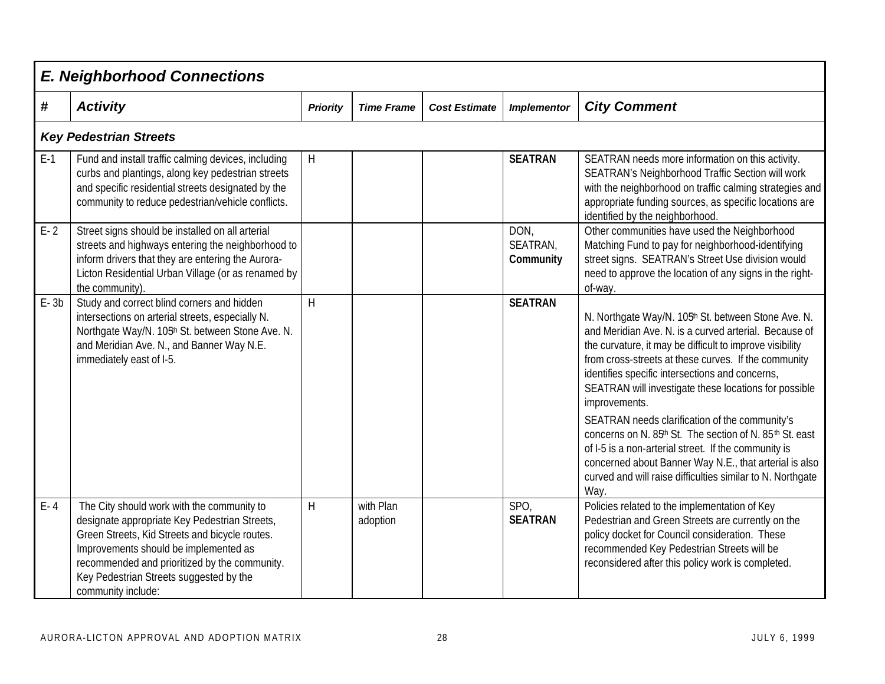## E. Neighborhood Connections

| # | Activity | Priority | Time Frame | Cost Estimate | Implementor | City Comment |
|---|---|---|---|---|---|---|
| ***Key Pedestrian Streets*** | | | | | | |
| E-1 | Fund and install traffic calming devices, including curbs and plantings, along key pedestrian streets and specific residential streets designated by the community to reduce pedestrian/vehicle conflicts. | H | | | **SEATRAN** | SEATRAN needs more information on this activity. SEATRAN's Neighborhood Traffic Section will work with the neighborhood on traffic calming strategies and appropriate funding sources, as specific locations are identified by the neighborhood. |
| E- 2 | Street signs should be installed on all arterial streets and highways entering the neighborhood to inform drivers that they are entering the Aurora-Licton Residential Urban Village (or as renamed by the community). | | | | DON, SEATRAN, **Community** | Other communities have used the Neighborhood Matching Fund to pay for neighborhood-identifying street signs. SEATRAN's Street Use division would need to approve the location of any signs in the right-of-way. |
| E- 3b | Study and correct blind corners and hidden intersections on arterial streets, especially N. Northgate Way/N. 105th St. between Stone Ave. N. and Meridian Ave. N., and Banner Way N.E. immediately east of I-5. | H | | | **SEATRAN** | N. Northgate Way/N. 105th St. between Stone Ave. N. and Meridian Ave. N. is a curved arterial. Because of the curvature, it may be difficult to improve visibility from cross-streets at these curves. If the community identifies specific intersections and concerns, SEATRAN will investigate these locations for possible improvements.<br><br>SEATRAN needs clarification of the community's concerns on N. 85th St. The section of N. 85th St. east of I-5 is a non-arterial street. If the community is concerned about Banner Way N.E., that arterial is also curved and will raise difficulties similar to N. Northgate Way. |
| E- 4 | The City should work with the community to designate appropriate Key Pedestrian Streets, Green Streets, Kid Streets and bicycle routes. Improvements should be implemented as recommended and prioritized by the community. Key Pedestrian Streets suggested by the community include: | H | with Plan adoption | | SPO, **SEATRAN** | Policies related to the implementation of Key Pedestrian and Green Streets are currently on the policy docket for Council consideration. These recommended Key Pedestrian Streets will be reconsidered after this policy work is completed. |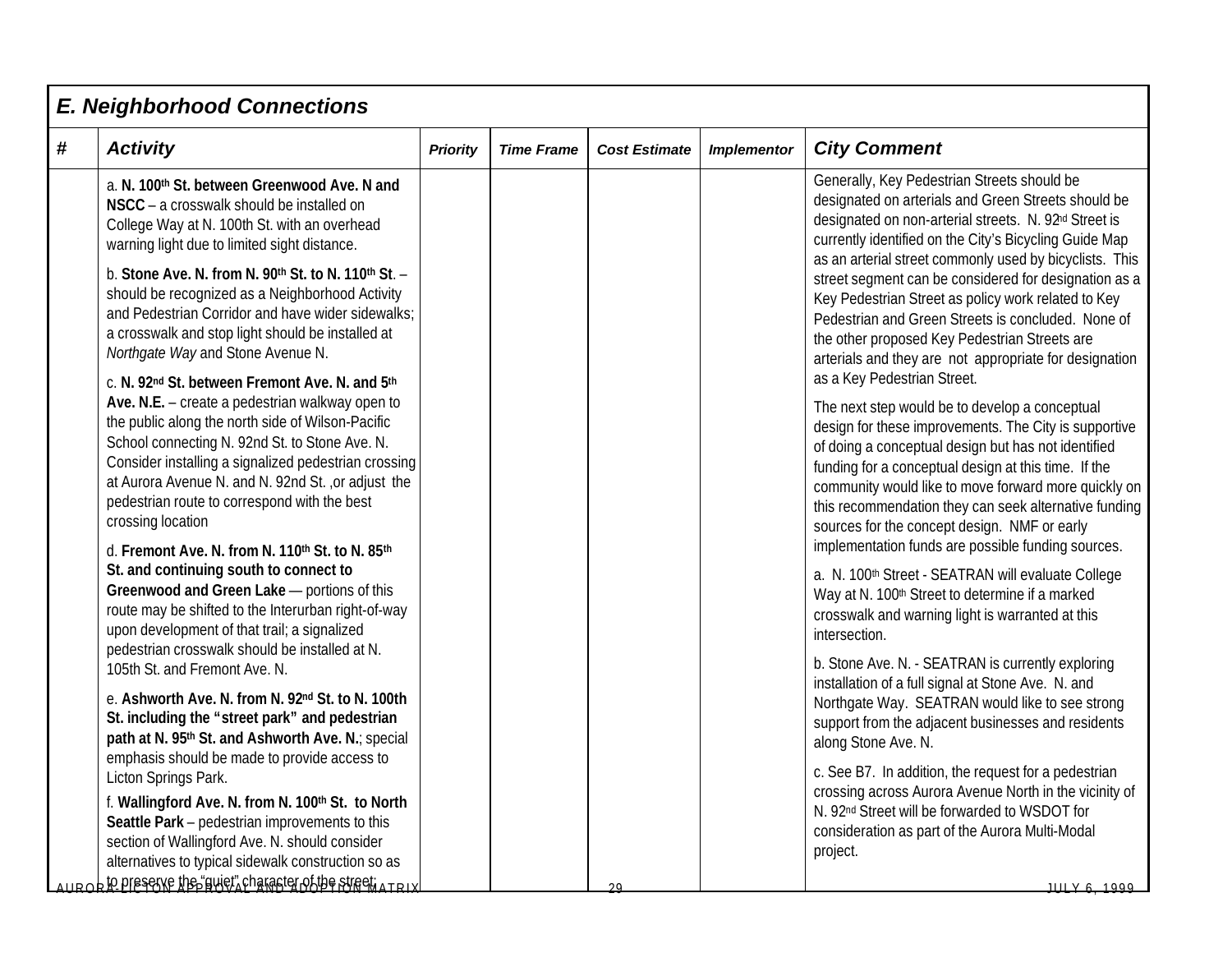## E. Neighborhood Connections

| # | Activity | Priority | Time Frame | Cost Estimate | Implementor | City Comment |
|---|---|---|---|---|---|---|
| | a. **N. 100th St. between Greenwood Ave. N and NSCC** – a crosswalk should be installed on College Way at N. 100th St. with an overhead warning light due to limited sight distance.<br><br>b. **Stone Ave. N. from N. 90th St. to N. 110th St**. – should be recognized as a Neighborhood Activity and Pedestrian Corridor and have wider sidewalks; a crosswalk and stop light should be installed at *Northgate Way* and Stone Avenue N.<br><br>c. **N. 92nd St. between Fremont Ave. N. and 5th Ave. N.E.** – create a pedestrian walkway open to the public along the north side of Wilson-Pacific School connecting N. 92nd St. to Stone Ave. N. Consider installing a signalized pedestrian crossing at Aurora Avenue N. and N. 92nd St. ,or adjust the pedestrian route to correspond with the best crossing location<br><br>d. **Fremont Ave. N. from N. 110th St. to N. 85th St. and continuing south to connect to Greenwood and Green Lake** — portions of this route may be shifted to the Interurban right-of-way upon development of that trail; a signalized pedestrian crosswalk should be installed at N. 105th St. and Fremont Ave. N.<br><br>e. **Ashworth Ave. N. from N. 92nd St. to N. 100th St. including the "street park" and pedestrian path at N. 95th St. and Ashworth Ave. N.**; special emphasis should be made to provide access to Licton Springs Park.<br><br>f. **Wallingford Ave. N. from N. 100th St. to North Seattle Park** – pedestrian improvements to this section of Wallingford Ave. N. should consider alternatives to typical sidewalk construction so as to preserve the "quiet" character of the street; | | | | | Generally, Key Pedestrian Streets should be designated on arterials and Green Streets should be designated on non-arterial streets. N. 92nd Street is currently identified on the City's Bicycling Guide Map as an arterial street commonly used by bicyclists. This street segment can be considered for designation as a Key Pedestrian Street as policy work related to Key Pedestrian and Green Streets is concluded. None of the other proposed Key Pedestrian Streets are arterials and they are not appropriate for designation as a Key Pedestrian Street.<br><br>The next step would be to develop a conceptual design for these improvements. The City is supportive of doing a conceptual design but has not identified funding for a conceptual design at this time. If the community would like to move forward more quickly on this recommendation they can seek alternative funding sources for the concept design. NMF or early implementation funds are possible funding sources.<br><br>a. N. 100th Street - SEATRAN will evaluate College Way at N. 100th Street to determine if a marked crosswalk and warning light is warranted at this intersection.<br><br>b. Stone Ave. N. - SEATRAN is currently exploring installation of a full signal at Stone Ave. N. and Northgate Way. SEATRAN would like to see strong support from the adjacent businesses and residents along Stone Ave. N.<br><br>c. See B7. In addition, the request for a pedestrian crossing across Aurora Avenue North in the vicinity of N. 92nd Street will be forwarded to WSDOT for consideration as part of the Aurora Multi-Modal project. |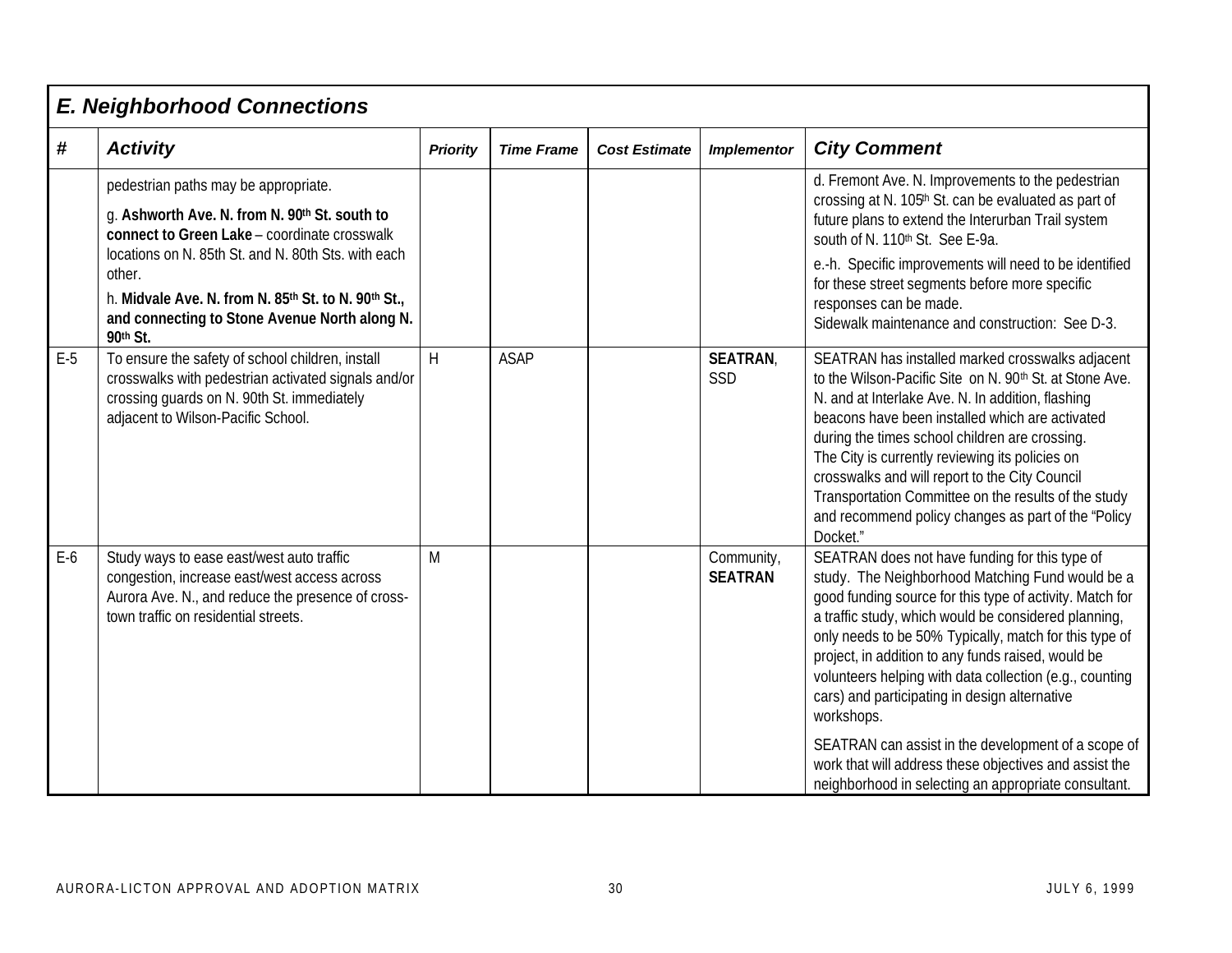## E. Neighborhood Connections

| # | Activity | Priority | Time Frame | Cost Estimate | Implementor | City Comment |
|---|---|---|---|---|---|---|
| | pedestrian paths may be appropriate.<br><br>g. **Ashworth Ave. N. from N. 90th St. south to connect to Green Lake** – coordinate crosswalk locations on N. 85th St. and N. 80th Sts. with each other.<br><br>h. **Midvale Ave. N. from N. 85th St. to N. 90th St., and connecting to Stone Avenue North along N. 90th St.** | | | | | d. Fremont Ave. N. Improvements to the pedestrian crossing at N. 105th St. can be evaluated as part of future plans to extend the Interurban Trail system south of N. 110th St. See E-9a.<br><br>e.-h. Specific improvements will need to be identified for these street segments before more specific responses can be made.<br>Sidewalk maintenance and construction: See D-3. |
| E-5 | To ensure the safety of school children, install crosswalks with pedestrian activated signals and/or crossing guards on N. 90th St. immediately adjacent to Wilson-Pacific School. | H | ASAP | | **SEATRAN**, SSD | SEATRAN has installed marked crosswalks adjacent to the Wilson-Pacific Site on N. 90th St. at Stone Ave. N. and at Interlake Ave. N. In addition, flashing beacons have been installed which are activated during the times school children are crossing.<br>The City is currently reviewing its policies on crosswalks and will report to the City Council Transportation Committee on the results of the study and recommend policy changes as part of the "Policy Docket." |
| E-6 | Study ways to ease east/west auto traffic congestion, increase east/west access across Aurora Ave. N., and reduce the presence of cross-town traffic on residential streets. | M | | | Community, **SEATRAN** | SEATRAN does not have funding for this type of study. The Neighborhood Matching Fund would be a good funding source for this type of activity. Match for a traffic study, which would be considered planning, only needs to be 50% Typically, match for this type of project, in addition to any funds raised, would be volunteers helping with data collection (e.g., counting cars) and participating in design alternative workshops.<br><br>SEATRAN can assist in the development of a scope of work that will address these objectives and assist the neighborhood in selecting an appropriate consultant. |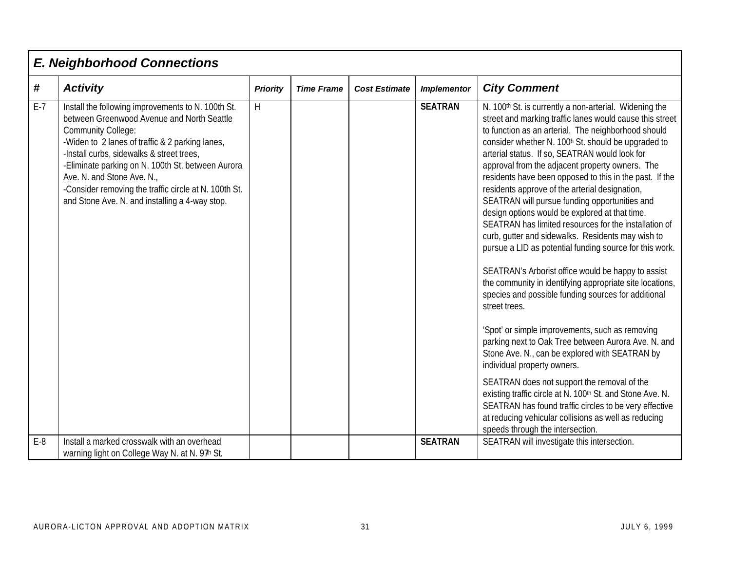## E. Neighborhood Connections

| # | Activity | Priority | Time Frame | Cost Estimate | Implementor | City Comment |
|---|---|---|---|---|---|---|
| E-7 | Install the following improvements to N. 100th St. between Greenwood Avenue and North Seattle Community College:<br>-Widen to 2 lanes of traffic & 2 parking lanes,<br>-Install curbs, sidewalks & street trees,<br>-Eliminate parking on N. 100th St. between Aurora Ave. N. and Stone Ave. N.,<br>-Consider removing the traffic circle at N. 100th St. and Stone Ave. N. and installing a 4-way stop. | H | | | **SEATRAN** | N. 100th St. is currently a non-arterial. Widening the street and marking traffic lanes would cause this street to function as an arterial. The neighborhood should consider whether N. 100th St. should be upgraded to arterial status. If so, SEATRAN would look for approval from the adjacent property owners. The residents have been opposed to this in the past. If the residents approve of the arterial designation, SEATRAN will pursue funding opportunities and design options would be explored at that time. SEATRAN has limited resources for the installation of curb, gutter and sidewalks. Residents may wish to pursue a LID as potential funding source for this work.<br><br>SEATRAN's Arborist office would be happy to assist the community in identifying appropriate site locations, species and possible funding sources for additional street trees.<br><br>'Spot' or simple improvements, such as removing parking next to Oak Tree between Aurora Ave. N. and Stone Ave. N., can be explored with SEATRAN by individual property owners.<br><br>SEATRAN does not support the removal of the existing traffic circle at N. 100th St. and Stone Ave. N. SEATRAN has found traffic circles to be very effective at reducing vehicular collisions as well as reducing speeds through the intersection. |
| E-8 | Install a marked crosswalk with an overhead warning light on College Way N. at N. 97th St. | | | | **SEATRAN** | SEATRAN will investigate this intersection. |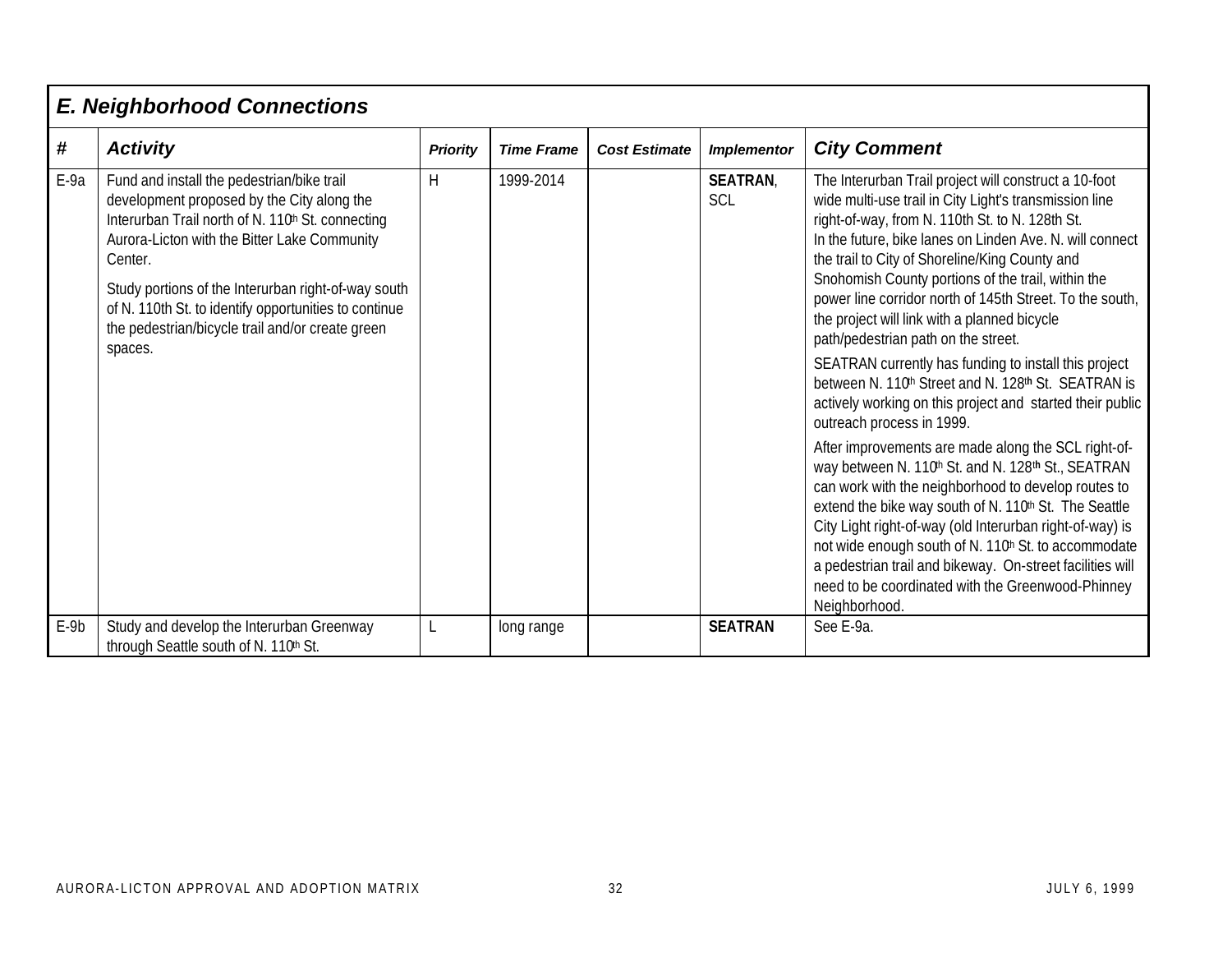## E. Neighborhood Connections

| # | Activity | Priority | Time Frame | Cost Estimate | Implementor | City Comment |
|---|---|---|---|---|---|---|
| E-9a | Fund and install the pedestrian/bike trail development proposed by the City along the Interurban Trail north of N. 110th St. connecting Aurora-Licton with the Bitter Lake Community Center.<br><br>Study portions of the Interurban right-of-way south of N. 110th St. to identify opportunities to continue the pedestrian/bicycle trail and/or create green spaces. | H | 1999-2014 | | **SEATRAN**, SCL | The Interurban Trail project will construct a 10-foot wide multi-use trail in City Light's transmission line right-of-way, from N. 110th St. to N. 128th St. In the future, bike lanes on Linden Ave. N. will connect the trail to City of Shoreline/King County and Snohomish County portions of the trail, within the power line corridor north of 145th Street. To the south, the project will link with a planned bicycle path/pedestrian path on the street.<br><br>SEATRAN currently has funding to install this project between N. 110th Street and N. 128th St. SEATRAN is actively working on this project and started their public outreach process in 1999.<br><br>After improvements are made along the SCL right-of-way between N. 110th St. and N. 128th St., SEATRAN can work with the neighborhood to develop routes to extend the bike way south of N. 110th St. The Seattle City Light right-of-way (old Interurban right-of-way) is not wide enough south of N. 110th St. to accommodate a pedestrian trail and bikeway. On-street facilities will need to be coordinated with the Greenwood-Phinney Neighborhood. |
| E-9b | Study and develop the Interurban Greenway through Seattle south of N. 110th St. | L | long range | | **SEATRAN** | See E-9a. |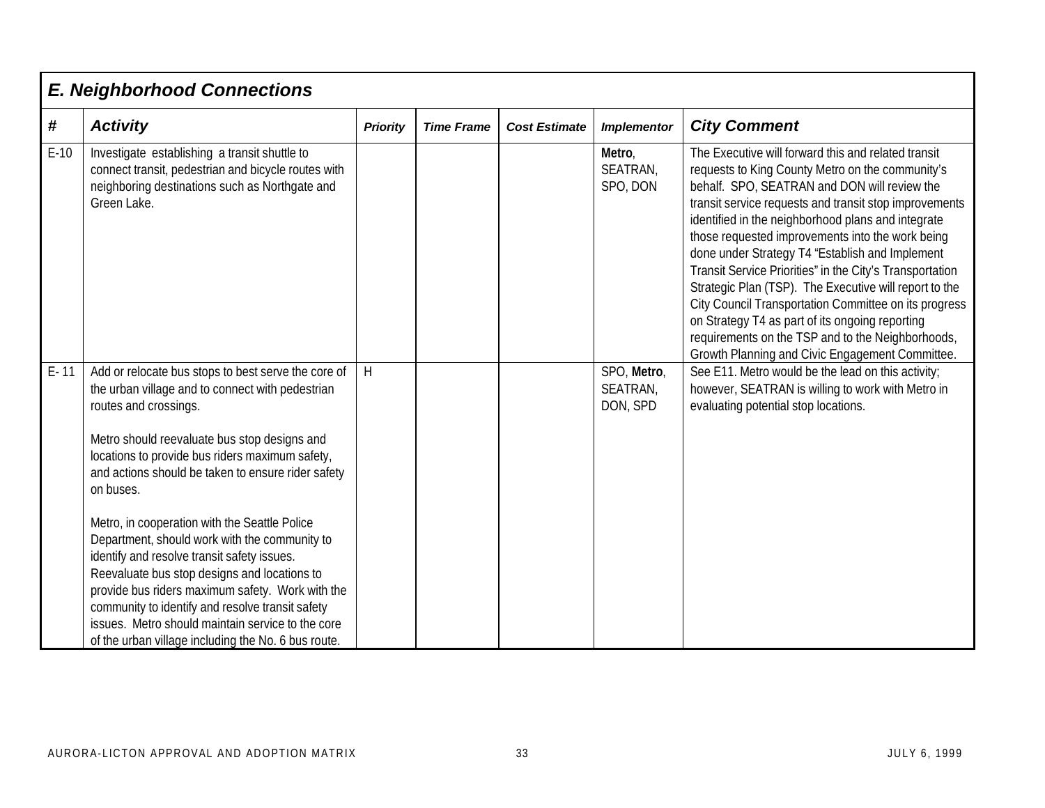## E. Neighborhood Connections

| # | Activity | Priority | Time Frame | Cost Estimate | Implementor | City Comment |
|---|---|---|---|---|---|---|
| E-10 | Investigate establishing a transit shuttle to connect transit, pedestrian and bicycle routes with neighboring destinations such as Northgate and Green Lake. | | | | **Metro**, SEATRAN, SPO, DON | The Executive will forward this and related transit requests to King County Metro on the community's behalf. SPO, SEATRAN and DON will review the transit service requests and transit stop improvements identified in the neighborhood plans and integrate those requested improvements into the work being done under Strategy T4 "Establish and Implement Transit Service Priorities" in the City's Transportation Strategic Plan (TSP). The Executive will report to the City Council Transportation Committee on its progress on Strategy T4 as part of its ongoing reporting requirements on the TSP and to the Neighborhoods, Growth Planning and Civic Engagement Committee. |
| E- 11 | Add or relocate bus stops to best serve the core of the urban village and to connect with pedestrian routes and crossings.<br><br>Metro should reevaluate bus stop designs and locations to provide bus riders maximum safety, and actions should be taken to ensure rider safety on buses.<br><br>Metro, in cooperation with the Seattle Police Department, should work with the community to identify and resolve transit safety issues. Reevaluate bus stop designs and locations to provide bus riders maximum safety. Work with the community to identify and resolve transit safety issues. Metro should maintain service to the core of the urban village including the No. 6 bus route. | H | | | SPO, **Metro**, SEATRAN, DON, SPD | See E11. Metro would be the lead on this activity; however, SEATRAN is willing to work with Metro in evaluating potential stop locations. |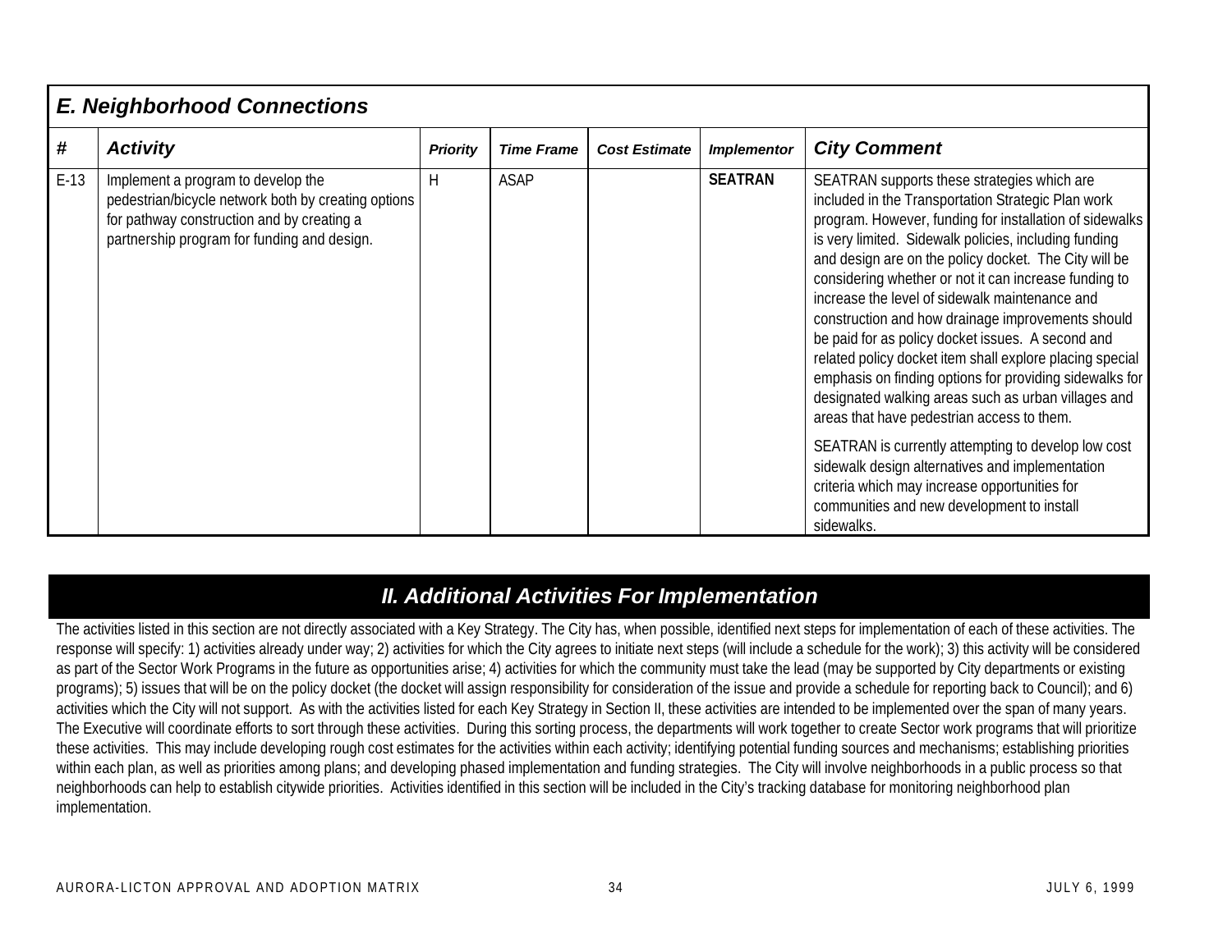## E. Neighborhood Connections

| # | Activity | Priority | Time Frame | Cost Estimate | Implementor | City Comment |
|---|---|---|---|---|---|---|
| E-13 | Implement a program to develop the pedestrian/bicycle network both by creating options for pathway construction and by creating a partnership program for funding and design. | H | ASAP | | **SEATRAN** | SEATRAN supports these strategies which are included in the Transportation Strategic Plan work program. However, funding for installation of sidewalks is very limited. Sidewalk policies, including funding and design are on the policy docket. The City will be considering whether or not it can increase funding to increase the level of sidewalk maintenance and construction and how drainage improvements should be paid for as policy docket issues. A second and related policy docket item shall explore placing special emphasis on finding options for providing sidewalks for designated walking areas such as urban villages and areas that have pedestrian access to them.<br><br>SEATRAN is currently attempting to develop low cost sidewalk design alternatives and implementation criteria which may increase opportunities for communities and new development to install sidewalks. |

## *II. Additional Activities For Implementation*

The activities listed in this section are not directly associated with a Key Strategy. The City has, when possible, identified next steps for implementation of each of these activities. The response will specify: 1) activities already under way; 2) activities for which the City agrees to initiate next steps (will include a schedule for the work); 3) this activity will be considered as part of the Sector Work Programs in the future as opportunities arise; 4) activities for which the community must take the lead (may be supported by City departments or existing programs); 5) issues that will be on the policy docket (the docket will assign responsibility for consideration of the issue and provide a schedule for reporting back to Council); and 6) activities which the City will not support. As with the activities listed for each Key Strategy in Section II, these activities are intended to be implemented over the span of many years. The Executive will coordinate efforts to sort through these activities. During this sorting process, the departments will work together to create Sector work programs that will prioritize these activities. This may include developing rough cost estimates for the activities within each activity; identifying potential funding sources and mechanisms; establishing priorities within each plan, as well as priorities among plans; and developing phased implementation and funding strategies. The City will involve neighborhoods in a public process so that neighborhoods can help to establish citywide priorities. Activities identified in this section will be included in the City's tracking database for monitoring neighborhood plan implementation.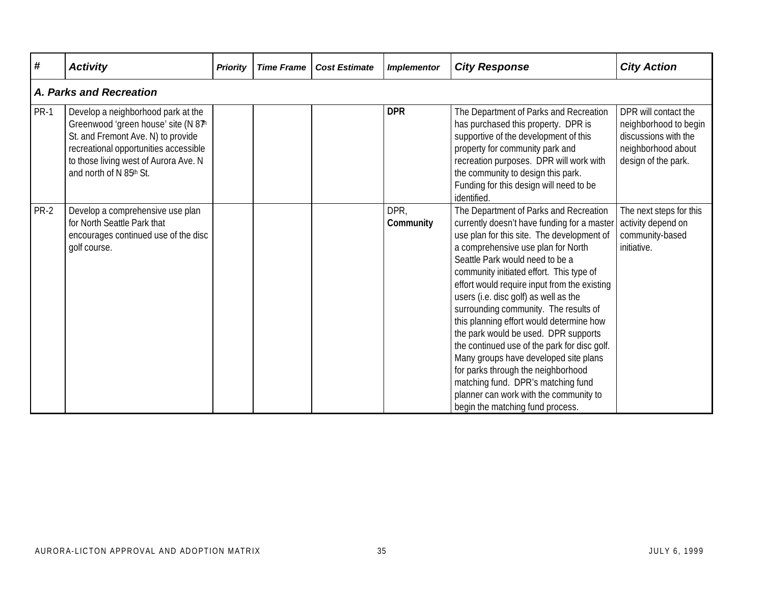| # | Activity | Priority | Time Frame | Cost Estimate | Implementor | City Response | City Action |
|---|---|---|---|---|---|---|---|
| ***A. Parks and Recreation*** | | | | | | | |
| PR-1 | Develop a neighborhood park at the Greenwood 'green house' site (N 87th St. and Fremont Ave. N) to provide recreational opportunities accessible to those living west of Aurora Ave. N and north of N 85th St. | | | | **DPR** | The Department of Parks and Recreation has purchased this property. DPR is supportive of the development of this property for community park and recreation purposes. DPR will work with the community to design this park. Funding for this design will need to be identified. | DPR will contact the neighborhood to begin discussions with the neighborhood about design of the park. |
| PR-2 | Develop a comprehensive use plan for North Seattle Park that encourages continued use of the disc golf course. | | | | DPR, **Community** | The Department of Parks and Recreation currently doesn't have funding for a master use plan for this site. The development of a comprehensive use plan for North Seattle Park would need to be a community initiated effort. This type of effort would require input from the existing users (i.e. disc golf) as well as the surrounding community. The results of this planning effort would determine how the park would be used. DPR supports the continued use of the park for disc golf. Many groups have developed site plans for parks through the neighborhood matching fund. DPR's matching fund planner can work with the community to begin the matching fund process. | The next steps for this activity depend on community-based initiative. |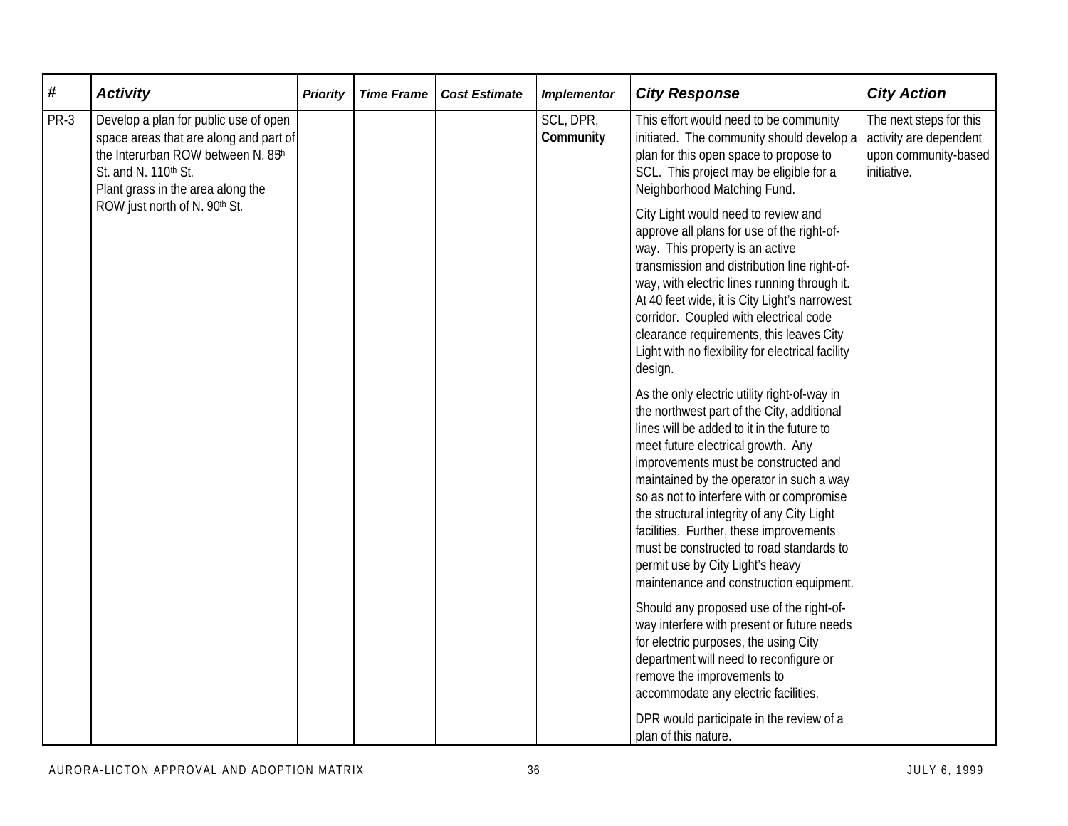| # | *Activity* | *Priority* | *Time Frame* | *Cost Estimate* | *Implementor* | *City Response* | *City Action* |
|---|---|---|---|---|---|---|---|
| PR-3 | Develop a plan for public use of open space areas that are along and part of the Interurban ROW between N. 85th St. and N. 110th St. Plant grass in the area along the ROW just north of N. 90th St. | | | | SCL, DPR, **Community** | This effort would need to be community initiated. The community should develop a plan for this open space to propose to SCL. This project may be eligible for a Neighborhood Matching Fund.<br><br>City Light would need to review and approve all plans for use of the right-of-way. This property is an active transmission and distribution line right-of-way, with electric lines running through it. At 40 feet wide, it is City Light's narrowest corridor. Coupled with electrical code clearance requirements, this leaves City Light with no flexibility for electrical facility design.<br><br>As the only electric utility right-of-way in the northwest part of the City, additional lines will be added to it in the future to meet future electrical growth. Any improvements must be constructed and maintained by the operator in such a way so as not to interfere with or compromise the structural integrity of any City Light facilities. Further, these improvements must be constructed to road standards to permit use by City Light's heavy maintenance and construction equipment.<br><br>Should any proposed use of the right-of-way interfere with present or future needs for electric purposes, the using City department will need to reconfigure or remove the improvements to accommodate any electric facilities.<br><br>DPR would participate in the review of a plan of this nature. | The next steps for this activity are dependent upon community-based initiative. |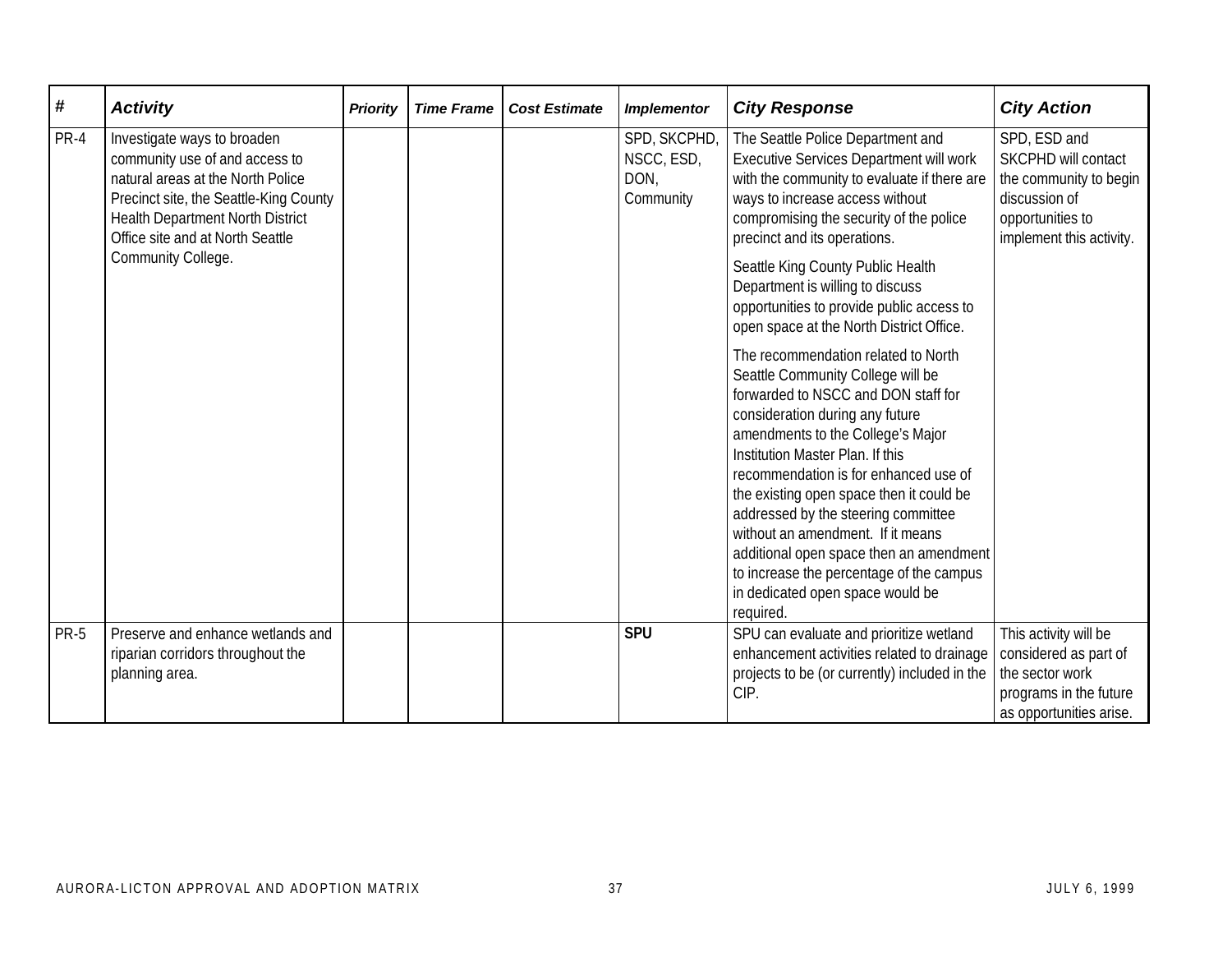| # | Activity | Priority | Time Frame | Cost Estimate | Implementor | City Response | City Action |
|---|---|---|---|---|---|---|---|
| PR-4 | Investigate ways to broaden community use of and access to natural areas at the North Police Precinct site, the Seattle-King County Health Department North District Office site and at North Seattle Community College. | | | | SPD, SKCPHD, NSCC, ESD, DON, Community | The Seattle Police Department and Executive Services Department will work with the community to evaluate if there are ways to increase access without compromising the security of the police precinct and its operations.<br><br>Seattle King County Public Health Department is willing to discuss opportunities to provide public access to open space at the North District Office.<br><br>The recommendation related to North Seattle Community College will be forwarded to NSCC and DON staff for consideration during any future amendments to the College's Major Institution Master Plan. If this recommendation is for enhanced use of the existing open space then it could be addressed by the steering committee without an amendment. If it means additional open space then an amendment to increase the percentage of the campus in dedicated open space would be required. | SPD, ESD and SKCPHD will contact the community to begin discussion of opportunities to implement this activity. |
| PR-5 | Preserve and enhance wetlands and riparian corridors throughout the planning area. | | | | **SPU** | SPU can evaluate and prioritize wetland enhancement activities related to drainage projects to be (or currently) included in the CIP. | This activity will be considered as part of the sector work programs in the future as opportunities arise. |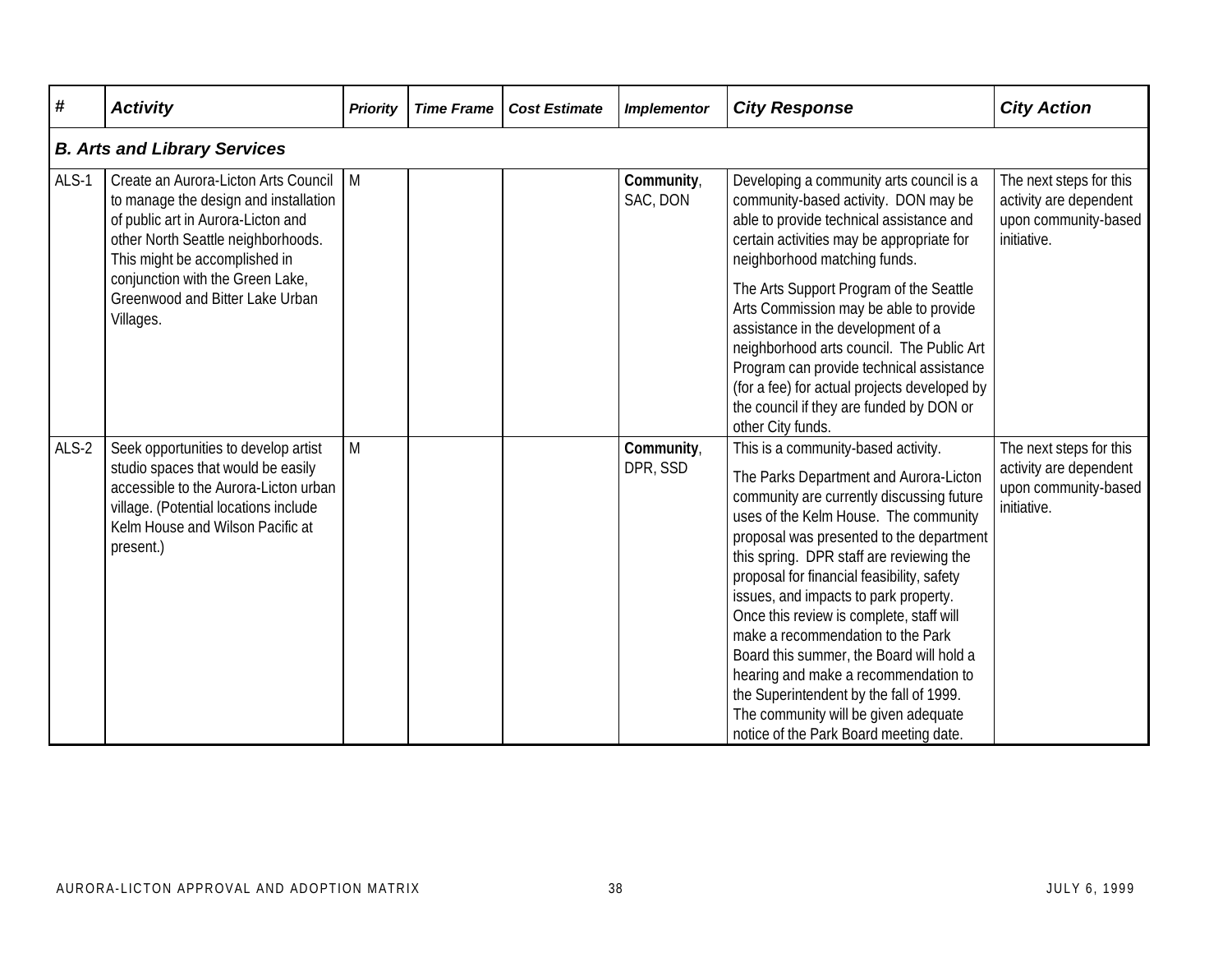| # | Activity | Priority | Time Frame | Cost Estimate | Implementor | City Response | City Action |
|---|---|---|---|---|---|---|---|
| ***B. Arts and Library Services*** | | | | | | | |
| ALS-1 | Create an Aurora-Licton Arts Council to manage the design and installation of public art in Aurora-Licton and other North Seattle neighborhoods. This might be accomplished in conjunction with the Green Lake, Greenwood and Bitter Lake Urban Villages. | M | | | **Community**, SAC, DON | Developing a community arts council is a community-based activity. DON may be able to provide technical assistance and certain activities may be appropriate for neighborhood matching funds.<br><br>The Arts Support Program of the Seattle Arts Commission may be able to provide assistance in the development of a neighborhood arts council. The Public Art Program can provide technical assistance (for a fee) for actual projects developed by the council if they are funded by DON or other City funds. | The next steps for this activity are dependent upon community-based initiative. |
| ALS-2 | Seek opportunities to develop artist studio spaces that would be easily accessible to the Aurora-Licton urban village. (Potential locations include Kelm House and Wilson Pacific at present.) | M | | | **Community**, DPR, SSD | This is a community-based activity.<br><br>The Parks Department and Aurora-Licton community are currently discussing future uses of the Kelm House. The community proposal was presented to the department this spring. DPR staff are reviewing the proposal for financial feasibility, safety issues, and impacts to park property. Once this review is complete, staff will make a recommendation to the Park Board this summer, the Board will hold a hearing and make a recommendation to the Superintendent by the fall of 1999. The community will be given adequate notice of the Park Board meeting date. | The next steps for this activity are dependent upon community-based initiative. |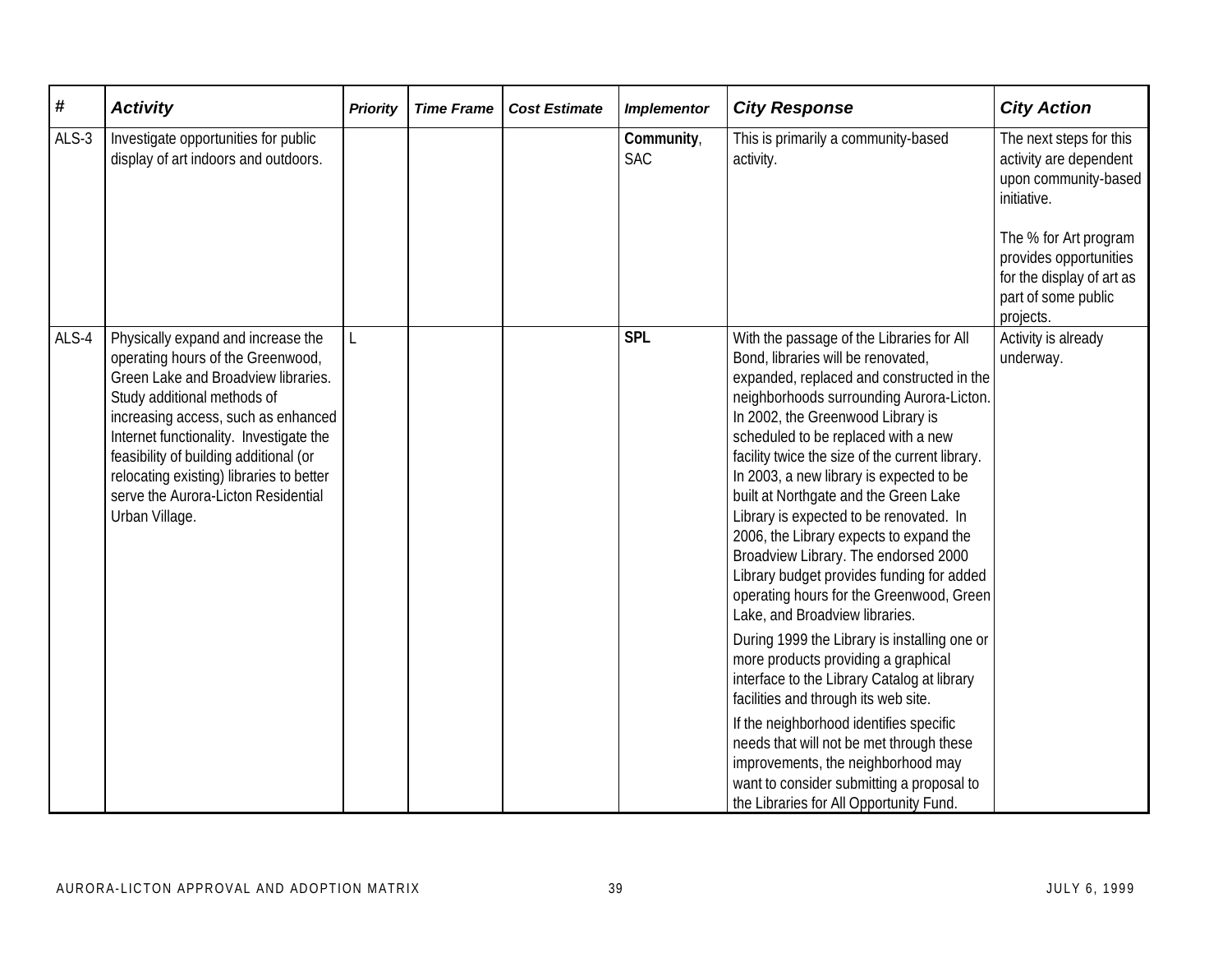| # | *Activity* | *Priority* | *Time Frame* | *Cost Estimate* | *Implementor* | *City Response* | *City Action* |
|---|---|---|---|---|---|---|---|
| ALS-3 | Investigate opportunities for public display of art indoors and outdoors. | | | | **Community**, SAC | This is primarily a community-based activity. | The next steps for this activity are dependent upon community-based initiative.<br><br>The % for Art program provides opportunities for the display of art as part of some public projects. |
| ALS-4 | Physically expand and increase the operating hours of the Greenwood, Green Lake and Broadview libraries. Study additional methods of increasing access, such as enhanced Internet functionality. Investigate the feasibility of building additional (or relocating existing) libraries to better serve the Aurora-Licton Residential Urban Village. | L | | | **SPL** | With the passage of the Libraries for All Bond, libraries will be renovated, expanded, replaced and constructed in the neighborhoods surrounding Aurora-Licton. In 2002, the Greenwood Library is scheduled to be replaced with a new facility twice the size of the current library. In 2003, a new library is expected to be built at Northgate and the Green Lake Library is expected to be renovated. In 2006, the Library expects to expand the Broadview Library. The endorsed 2000 Library budget provides funding for added operating hours for the Greenwood, Green Lake, and Broadview libraries.<br><br>During 1999 the Library is installing one or more products providing a graphical interface to the Library Catalog at library facilities and through its web site.<br><br>If the neighborhood identifies specific needs that will not be met through these improvements, the neighborhood may want to consider submitting a proposal to the Libraries for All Opportunity Fund. | Activity is already underway. |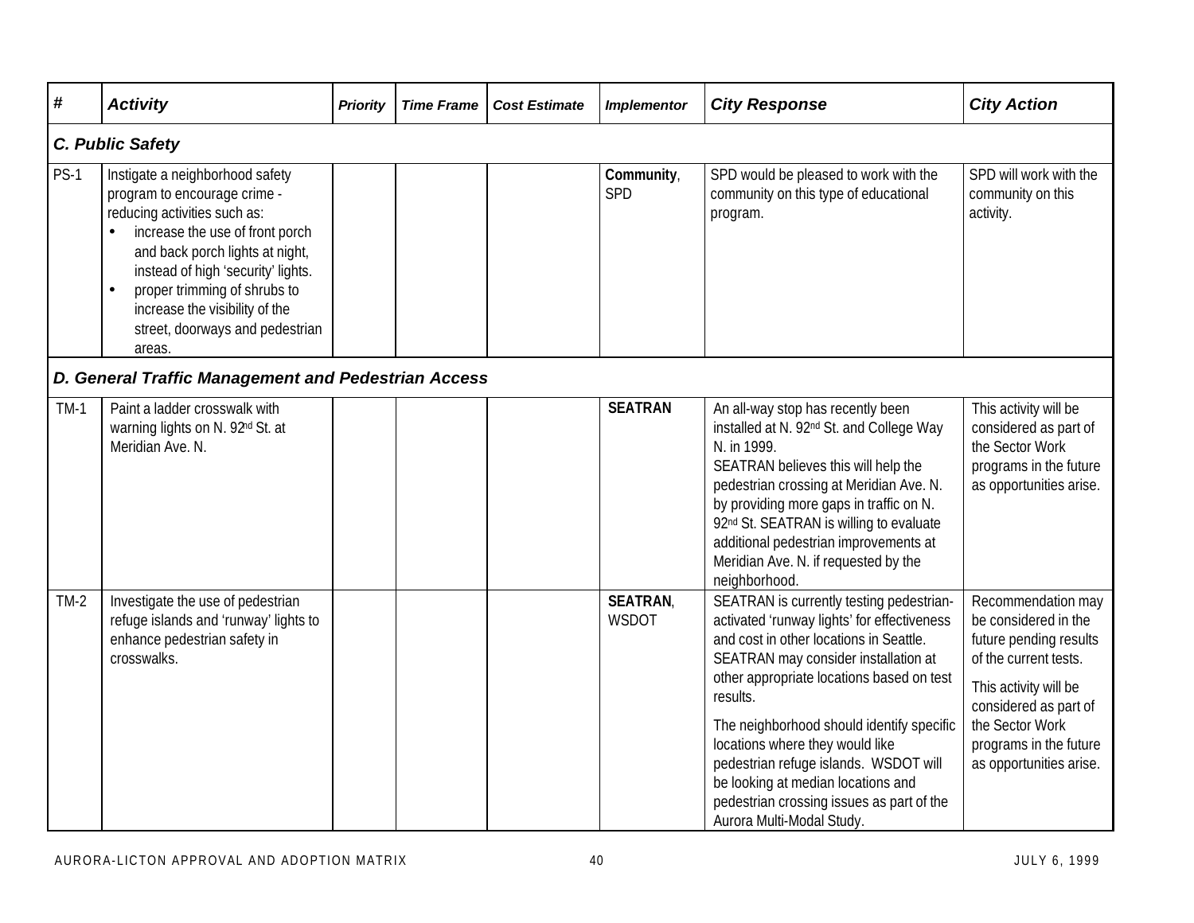| # | Activity | Priority | Time Frame | Cost Estimate | Implementor | City Response | City Action |
|---|---|---|---|---|---|---|---|
| ***C. Public Safety*** | | | | | | | |
| PS-1 | Instigate a neighborhood safety program to encourage crime - reducing activities such as: • increase the use of front porch and back porch lights at night, instead of high 'security' lights. • proper trimming of shrubs to increase the visibility of the street, doorways and pedestrian areas. | | | | Community, SPD | SPD would be pleased to work with the community on this type of educational program. | SPD will work with the community on this activity. |
| ***D. General Traffic Management and Pedestrian Access*** | | | | | | | |
| TM-1 | Paint a ladder crosswalk with warning lights on N. 92nd St. at Meridian Ave. N. | | | | SEATRAN | An all-way stop has recently been installed at N. 92nd St. and College Way N. in 1999. SEATRAN believes this will help the pedestrian crossing at Meridian Ave. N. by providing more gaps in traffic on N. 92nd St. SEATRAN is willing to evaluate additional pedestrian improvements at Meridian Ave. N. if requested by the neighborhood. | This activity will be considered as part of the Sector Work programs in the future as opportunities arise. |
| TM-2 | Investigate the use of pedestrian refuge islands and 'runway' lights to enhance pedestrian safety in crosswalks. | | | | SEATRAN, WSDOT | SEATRAN is currently testing pedestrian-activated 'runway lights' for effectiveness and cost in other locations in Seattle. SEATRAN may consider installation at other appropriate locations based on test results. The neighborhood should identify specific locations where they would like pedestrian refuge islands. WSDOT will be looking at median locations and pedestrian crossing issues as part of the Aurora Multi-Modal Study. | Recommendation may be considered in the future pending results of the current tests. This activity will be considered as part of the Sector Work programs in the future as opportunities arise. |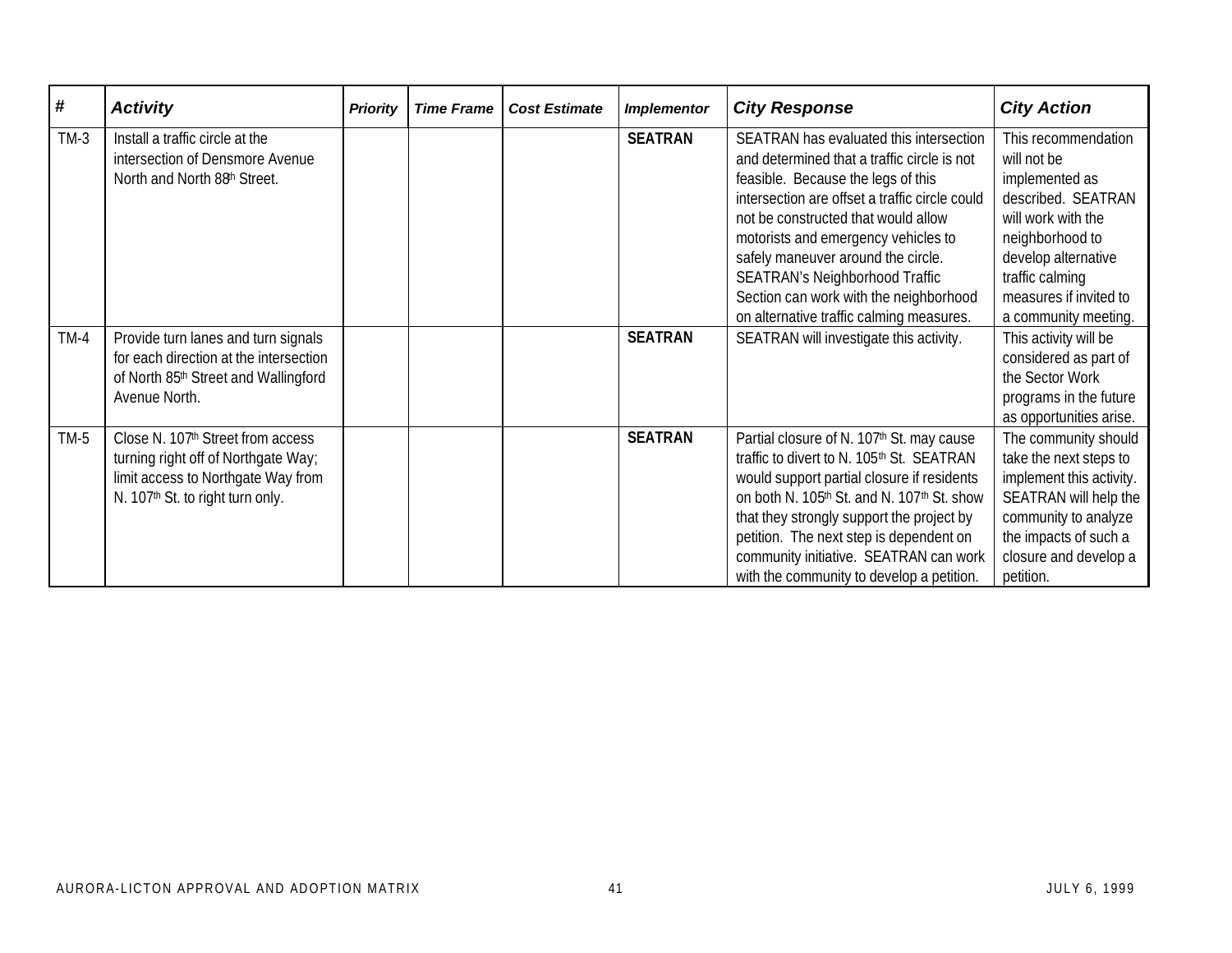| # | Activity | Priority | Time Frame | Cost Estimate | Implementor | City Response | City Action |
|---|---|---|---|---|---|---|---|
| TM-3 | Install a traffic circle at the intersection of Densmore Avenue North and North 88th Street. | | | | **SEATRAN** | SEATRAN has evaluated this intersection and determined that a traffic circle is not feasible. Because the legs of this intersection are offset a traffic circle could not be constructed that would allow motorists and emergency vehicles to safely maneuver around the circle. SEATRAN's Neighborhood Traffic Section can work with the neighborhood on alternative traffic calming measures. | This recommendation will not be implemented as described. SEATRAN will work with the neighborhood to develop alternative traffic calming measures if invited to a community meeting. |
| TM-4 | Provide turn lanes and turn signals for each direction at the intersection of North 85th Street and Wallingford Avenue North. | | | | **SEATRAN** | SEATRAN will investigate this activity. | This activity will be considered as part of the Sector Work programs in the future as opportunities arise. |
| TM-5 | Close N. 107th Street from access turning right off of Northgate Way; limit access to Northgate Way from N. 107th St. to right turn only. | | | | **SEATRAN** | Partial closure of N. 107th St. may cause traffic to divert to N. 105th St. SEATRAN would support partial closure if residents on both N. 105th St. and N. 107th St. show that they strongly support the project by petition. The next step is dependent on community initiative. SEATRAN can work with the community to develop a petition. | The community should take the next steps to implement this activity. SEATRAN will help the community to analyze the impacts of such a closure and develop a petition. |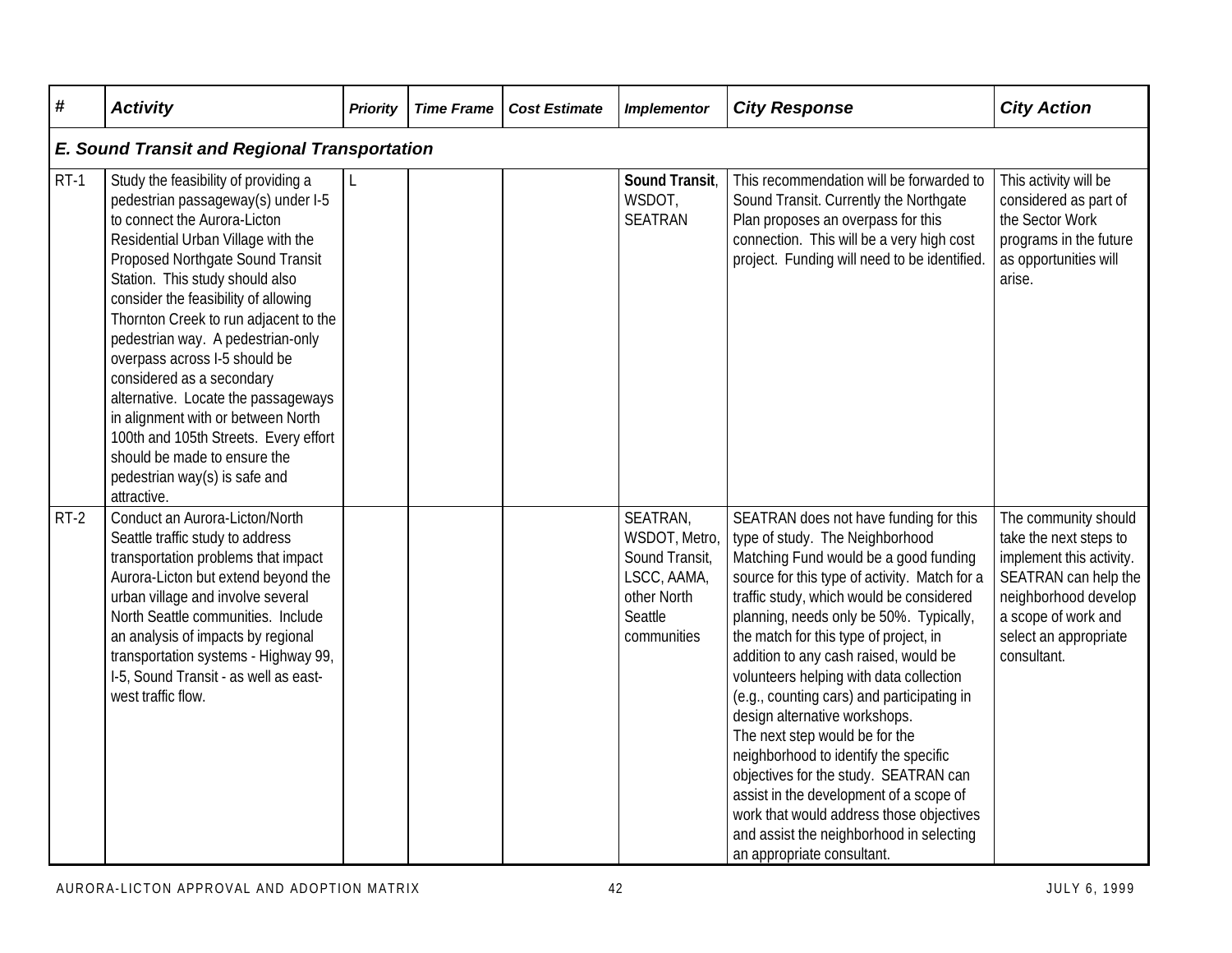| # | Activity | Priority | Time Frame | Cost Estimate | Implementor | City Response | City Action |
|---|---|---|---|---|---|---|---|
| ***E. Sound Transit and Regional Transportation*** | | | | | | | |
| RT-1 | Study the feasibility of providing a pedestrian passageway(s) under I-5 to connect the Aurora-Licton Residential Urban Village with the Proposed Northgate Sound Transit Station. This study should also consider the feasibility of allowing Thornton Creek to run adjacent to the pedestrian way. A pedestrian-only overpass across I-5 should be considered as a secondary alternative. Locate the passageways in alignment with or between North 100th and 105th Streets. Every effort should be made to ensure the pedestrian way(s) is safe and attractive. | L | | | **Sound Transit**, WSDOT, SEATRAN | This recommendation will be forwarded to Sound Transit. Currently the Northgate Plan proposes an overpass for this connection. This will be a very high cost project. Funding will need to be identified. | This activity will be considered as part of the Sector Work programs in the future as opportunities will arise. |
| RT-2 | Conduct an Aurora-Licton/North Seattle traffic study to address transportation problems that impact Aurora-Licton but extend beyond the urban village and involve several North Seattle communities. Include an analysis of impacts by regional transportation systems - Highway 99, I-5, Sound Transit - as well as east-west traffic flow. | | | | SEATRAN, WSDOT, Metro, Sound Transit, LSCC, AAMA, other North Seattle communities | SEATRAN does not have funding for this type of study. The Neighborhood Matching Fund would be a good funding source for this type of activity. Match for a traffic study, which would be considered planning, needs only be 50%. Typically, the match for this type of project, in addition to any cash raised, would be volunteers helping with data collection (e.g., counting cars) and participating in design alternative workshops. The next step would be for the neighborhood to identify the specific objectives for the study. SEATRAN can assist in the development of a scope of work that would address those objectives and assist the neighborhood in selecting an appropriate consultant. | The community should take the next steps to implement this activity. SEATRAN can help the neighborhood develop a scope of work and select an appropriate consultant. |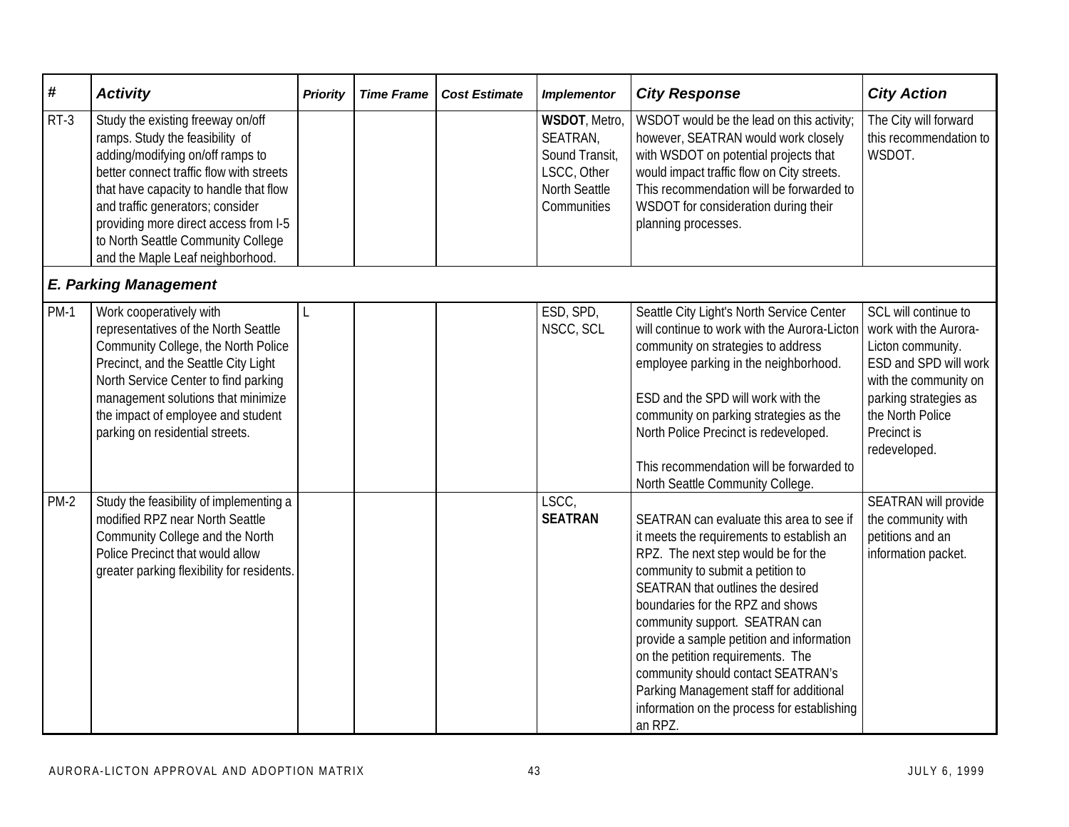| # | Activity | Priority | Time Frame | Cost Estimate | Implementor | City Response | City Action |
|---|---|---|---|---|---|---|---|
| RT-3 | Study the existing freeway on/off ramps. Study the feasibility of adding/modifying on/off ramps to better connect traffic flow with streets that have capacity to handle that flow and traffic generators; consider providing more direct access from I-5 to North Seattle Community College and the Maple Leaf neighborhood. | | | | **WSDOT**, Metro, SEATRAN, Sound Transit, LSCC, Other North Seattle Communities | WSDOT would be the lead on this activity; however, SEATRAN would work closely with WSDOT on potential projects that would impact traffic flow on City streets. This recommendation will be forwarded to WSDOT for consideration during their planning processes. | The City will forward this recommendation to WSDOT. |
| ***E. Parking Management*** | | | | | | | |
| PM-1 | Work cooperatively with representatives of the North Seattle Community College, the North Police Precinct, and the Seattle City Light North Service Center to find parking management solutions that minimize the impact of employee and student parking on residential streets. | L | | | ESD, SPD, NSCC, SCL | Seattle City Light's North Service Center will continue to work with the Aurora-Licton community on strategies to address employee parking in the neighborhood.<br><br>ESD and the SPD will work with the community on parking strategies as the North Police Precinct is redeveloped.<br><br>This recommendation will be forwarded to North Seattle Community College. | SCL will continue to work with the Aurora-Licton community. ESD and SPD will work with the community on parking strategies as the North Police Precinct is redeveloped. |
| PM-2 | Study the feasibility of implementing a modified RPZ near North Seattle Community College and the North Police Precinct that would allow greater parking flexibility for residents. | | | | LSCC, **SEATRAN** | SEATRAN can evaluate this area to see if it meets the requirements to establish an RPZ. The next step would be for the community to submit a petition to SEATRAN that outlines the desired boundaries for the RPZ and shows community support. SEATRAN can provide a sample petition and information on the petition requirements. The community should contact SEATRAN's Parking Management staff for additional information on the process for establishing an RPZ. | SEATRAN will provide the community with petitions and an information packet. |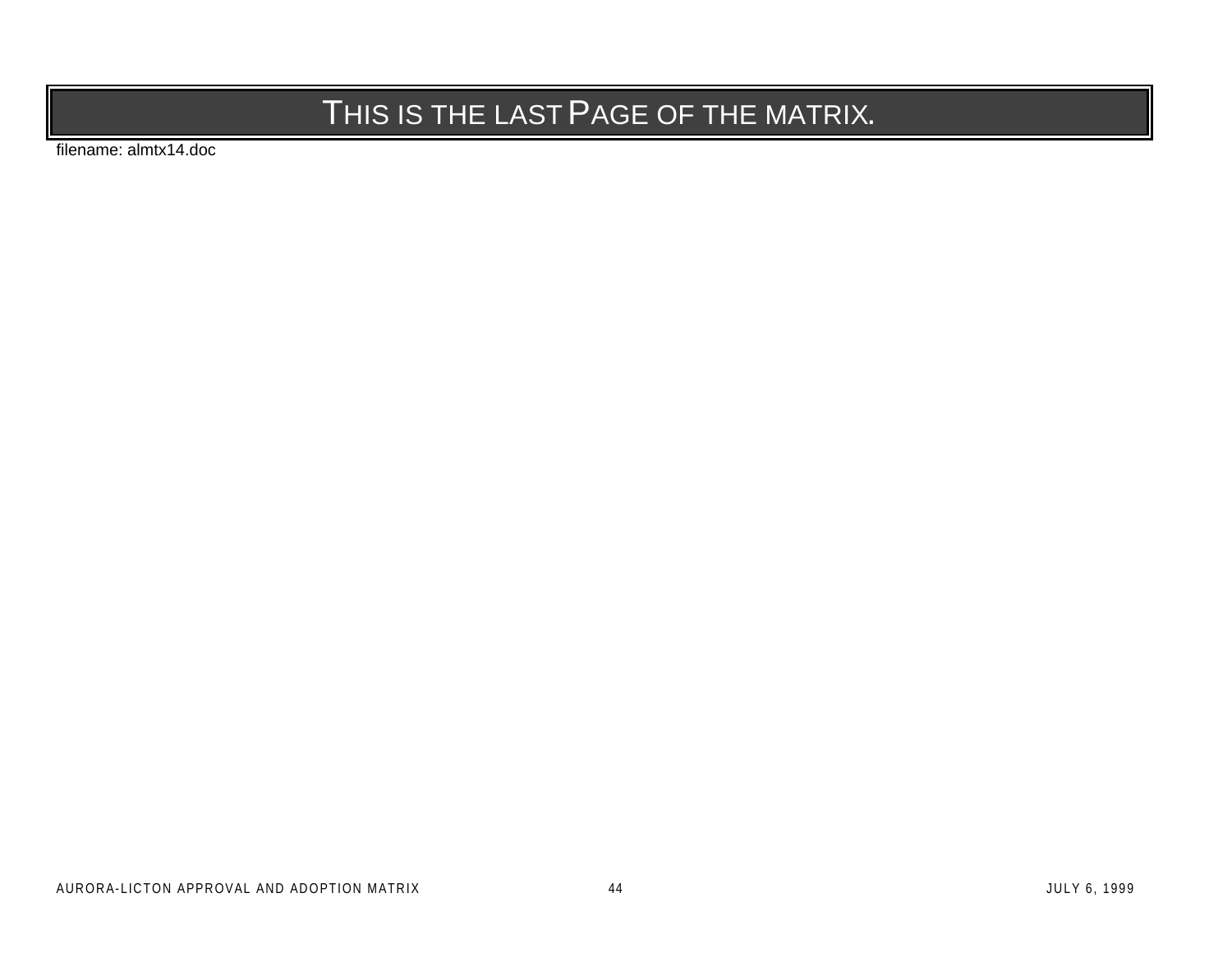# THIS IS THE LAST PAGE OF THE MATRIX.

filename: almtx14.doc